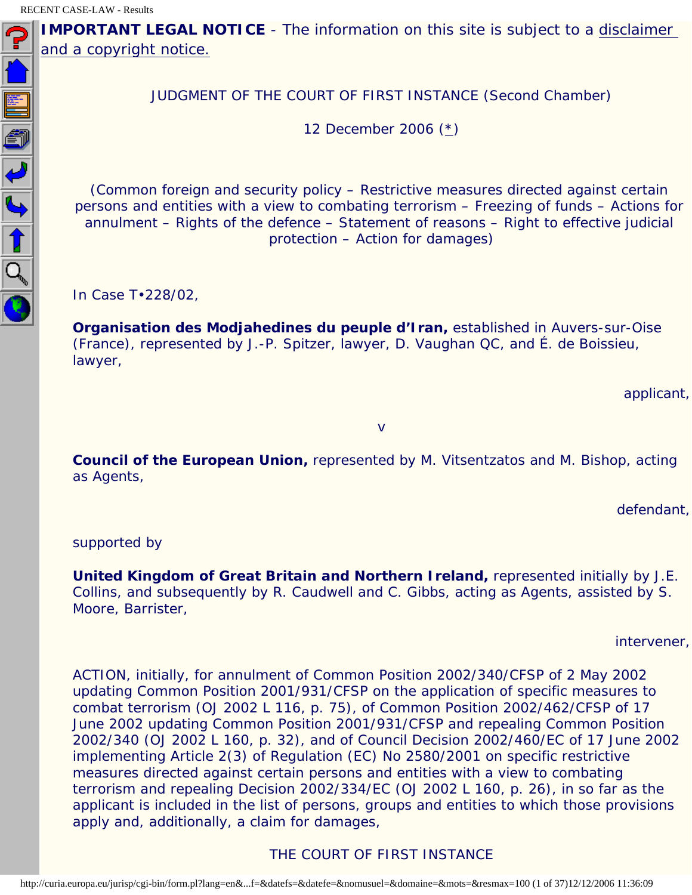**IMPORTANT LEGAL NOTICE** - The information on this site is subject to a disclaimer and a copyright notice.

JUDGMENT OF THE COURT OF FIRST INSTANCE (Second Chamber)

12 December 2006 (*)

(Common foreign and security policy – Restrictive measures directed against certain persons and entities with a view to combating terrorism – Freezing of funds – Actions for annulment – Rights of the defence – Statement of reasons – Right to effective judicial protection – Action for damages)

In Case T•228/02,

**Organisation des Modjahedines du peuple d'Iran,** established in Auvers-sur-Oise (France), represented by J.-P. Spitzer, lawyer, D. Vaughan QC, and É. de Boissieu, lawyer,

applicant,

v

**Council of the European Union,** represented by M. Vitsentzatos and M. Bishop, acting as Agents,

defendant,

supported by

**United Kingdom of Great Britain and Northern Ireland,** represented initially by J.E. Collins, and subsequently by R. Caudwell and C. Gibbs, acting as Agents, assisted by S. Moore, Barrister,

intervener,

ACTION, initially, for annulment of Common Position 2002/340/CFSP of 2 May 2002 updating Common Position 2001/931/CFSP on the application of specific measures to combat terrorism (OJ 2002 L 116, p. 75), of Common Position 2002/462/CFSP of 17 June 2002 updating Common Position 2001/931/CFSP and repealing Common Position 2002/340 (OJ 2002 L 160, p. 32), and of Council Decision 2002/460/EC of 17 June 2002 implementing Article 2(3) of Regulation (EC) No 2580/2001 on specific restrictive measures directed against certain persons and entities with a view to combating terrorism and repealing Decision 2002/334/EC (OJ 2002 L 160, p. 26), in so far as the applicant is included in the list of persons, groups and entities to which those provisions apply and, additionally, a claim for damages,

THE COURT OF FIRST INSTANCE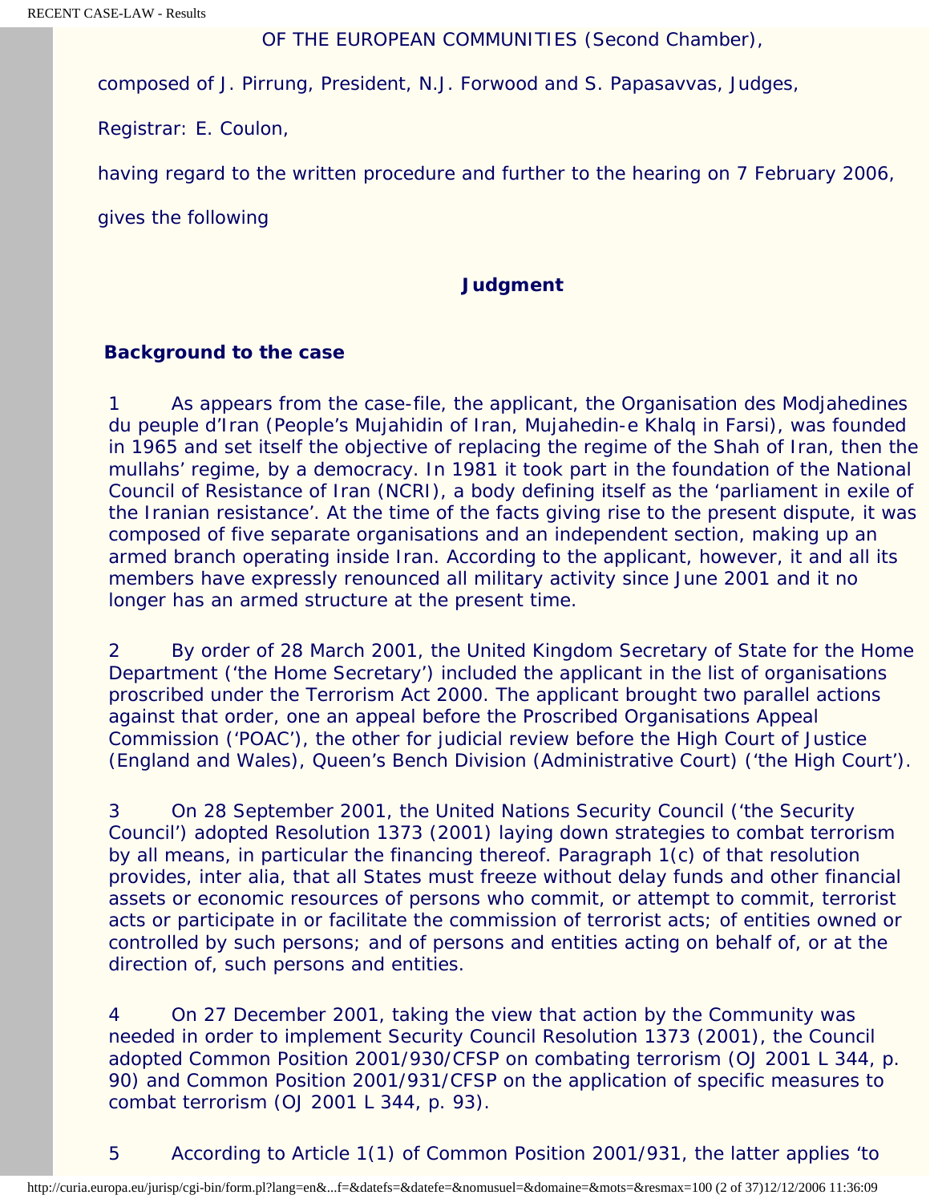OF THE EUROPEAN COMMUNITIES (Second Chamber),

composed of J. Pirrung, President, N.J. Forwood and S. Papasavvas, Judges,

Registrar: E. Coulon,

having regard to the written procedure and further to the hearing on 7 February 2006,

gives the following

## Judgment

### Background to the case

1 As appears from the case-file, the applicant, the Organisation des Modjahedines du peuple d'Iran (People's Mujahidin of Iran, Mujahedin-e Khalq in Farsi), was founded in 1965 and set itself the objective of replacing the regime of the Shah of Iran, then the mullahs' regime, by a democracy. In 1981 it took part in the foundation of the National Council of Resistance of Iran (NCRI), a body defining itself as the 'parliament in exile of the Iranian resistance'. At the time of the facts giving rise to the present dispute, it was composed of five separate organisations and an independent section, making up an armed branch operating inside Iran. According to the applicant, however, it and all its members have expressly renounced all military activity since June 2001 and it no longer has an armed structure at the present time.

2 By order of 28 March 2001, the United Kingdom Secretary of State for the Home Department ('the Home Secretary') included the applicant in the list of organisations proscribed under the Terrorism Act 2000. The applicant brought two parallel actions against that order, one an appeal before the Proscribed Organisations Appeal Commission ('POAC'), the other for judicial review before the High Court of Justice (England and Wales), Queen's Bench Division (Administrative Court) ('the High Court').

3 On 28 September 2001, the United Nations Security Council ('the Security Council') adopted Resolution 1373 (2001) laying down strategies to combat terrorism by all means, in particular the financing thereof. Paragraph 1(c) of that resolution provides, inter alia, that all States must freeze without delay funds and other financial assets or economic resources of persons who commit, or attempt to commit, terrorist acts or participate in or facilitate the commission of terrorist acts; of entities owned or controlled by such persons; and of persons and entities acting on behalf of, or at the direction of, such persons and entities.

4 On 27 December 2001, taking the view that action by the Community was needed in order to implement Security Council Resolution 1373 (2001), the Council adopted Common Position 2001/930/CFSP on combating terrorism (OJ 2001 L 344, p. 90) and Common Position 2001/931/CFSP on the application of specific measures to combat terrorism (OJ 2001 L 344, p. 93).

5 According to Article 1(1) of Common Position 2001/931, the latter applies 'to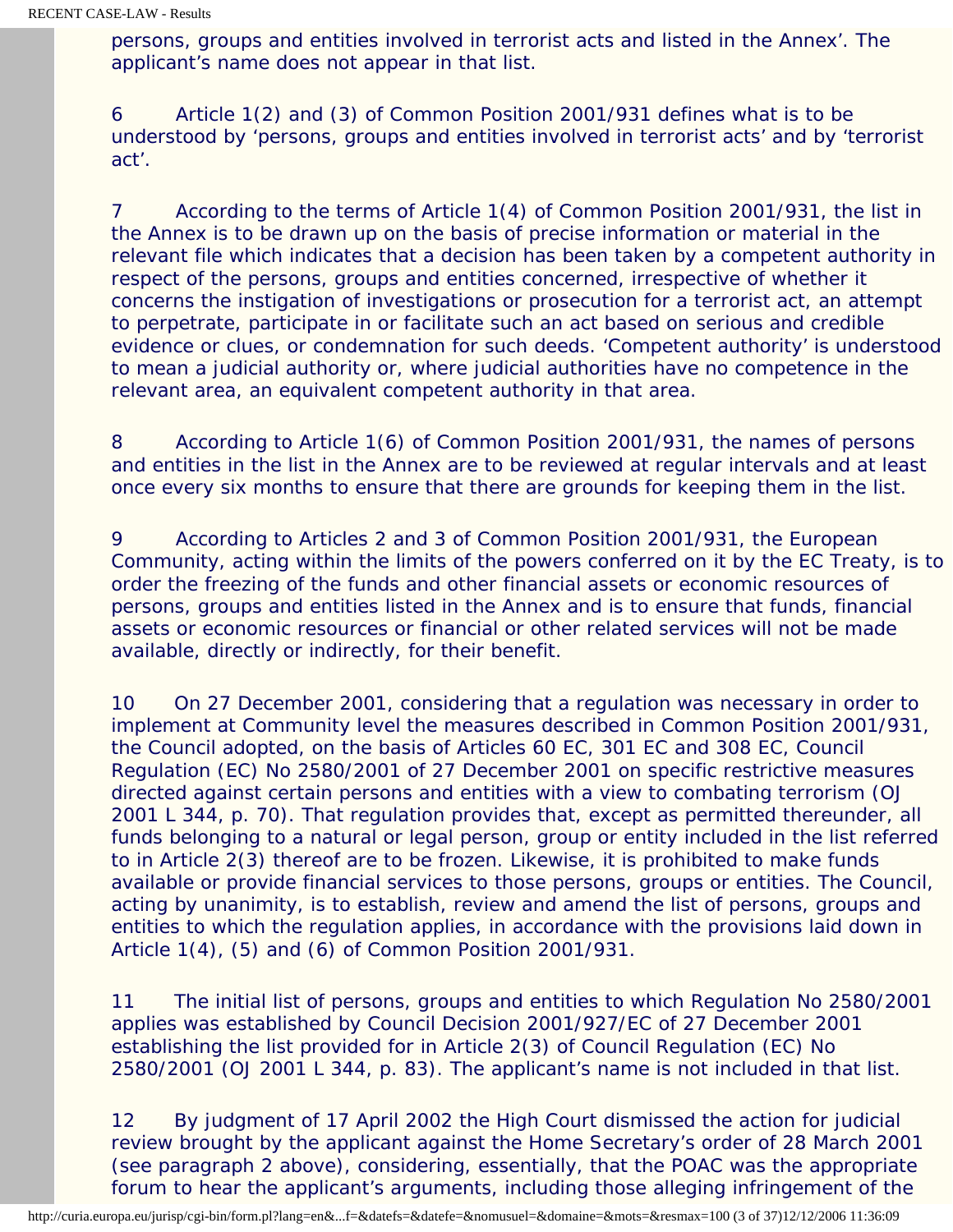persons, groups and entities involved in terrorist acts and listed in the Annex'. The applicant's name does not appear in that list.

6 Article 1(2) and (3) of Common Position 2001/931 defines what is to be understood by 'persons, groups and entities involved in terrorist acts' and by 'terrorist act'.

7 According to the terms of Article 1(4) of Common Position 2001/931, the list in the Annex is to be drawn up on the basis of precise information or material in the relevant file which indicates that a decision has been taken by a competent authority in respect of the persons, groups and entities concerned, irrespective of whether it concerns the instigation of investigations or prosecution for a terrorist act, an attempt to perpetrate, participate in or facilitate such an act based on serious and credible evidence or clues, or condemnation for such deeds. 'Competent authority' is understood to mean a judicial authority or, where judicial authorities have no competence in the relevant area, an equivalent competent authority in that area.

8 According to Article 1(6) of Common Position 2001/931, the names of persons and entities in the list in the Annex are to be reviewed at regular intervals and at least once every six months to ensure that there are grounds for keeping them in the list.

9 According to Articles 2 and 3 of Common Position 2001/931, the European Community, acting within the limits of the powers conferred on it by the EC Treaty, is to order the freezing of the funds and other financial assets or economic resources of persons, groups and entities listed in the Annex and is to ensure that funds, financial assets or economic resources or financial or other related services will not be made available, directly or indirectly, for their benefit.

10 On 27 December 2001, considering that a regulation was necessary in order to implement at Community level the measures described in Common Position 2001/931, the Council adopted, on the basis of Articles 60 EC, 301 EC and 308 EC, Council Regulation (EC) No 2580/2001 of 27 December 2001 on specific restrictive measures directed against certain persons and entities with a view to combating terrorism (OJ 2001 L 344, p. 70). That regulation provides that, except as permitted thereunder, all funds belonging to a natural or legal person, group or entity included in the list referred to in Article 2(3) thereof are to be frozen. Likewise, it is prohibited to make funds available or provide financial services to those persons, groups or entities. The Council, acting by unanimity, is to establish, review and amend the list of persons, groups and entities to which the regulation applies, in accordance with the provisions laid down in Article 1(4), (5) and (6) of Common Position 2001/931.

11 The initial list of persons, groups and entities to which Regulation No 2580/2001 applies was established by Council Decision 2001/927/EC of 27 December 2001 establishing the list provided for in Article 2(3) of Council Regulation (EC) No 2580/2001 (OJ 2001 L 344, p. 83). The applicant's name is not included in that list.

12 By judgment of 17 April 2002 the High Court dismissed the action for judicial review brought by the applicant against the Home Secretary's order of 28 March 2001 (see paragraph 2 above), considering, essentially, that the POAC was the appropriate forum to hear the applicant's arguments, including those alleging infringement of the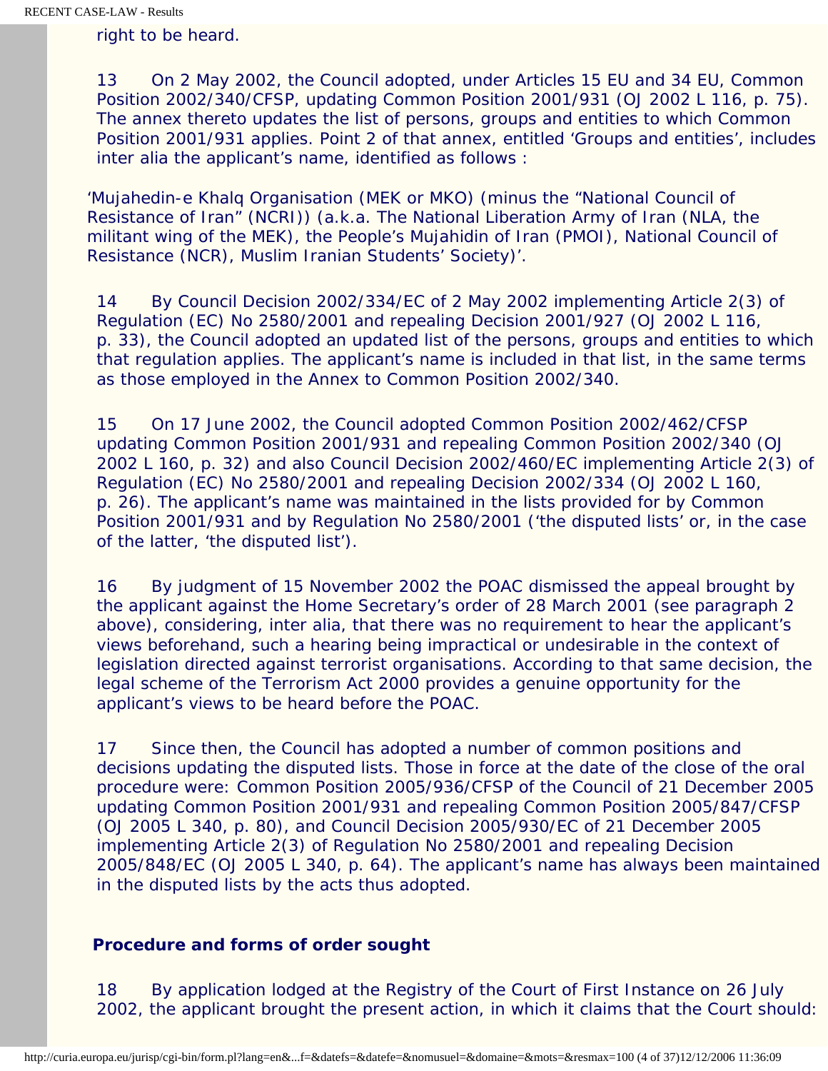right to be heard.

13 On 2 May 2002, the Council adopted, under Articles 15 EU and 34 EU, Common Position 2002/340/CFSP, updating Common Position 2001/931 (OJ 2002 L 116, p. 75). The annex thereto updates the list of persons, groups and entities to which Common Position 2001/931 applies. Point 2 of that annex, entitled 'Groups and entities', includes inter alia the applicant's name, identified as follows :

'Mujahedin-e Khalq Organisation (MEK or MKO) (minus the "National Council of Resistance of Iran" (NCRI)) (a.k.a. The National Liberation Army of Iran (NLA, the militant wing of the MEK), the People's Mujahidin of Iran (PMOI), National Council of Resistance (NCR), Muslim Iranian Students' Society)'.

14 By Council Decision 2002/334/EC of 2 May 2002 implementing Article 2(3) of Regulation (EC) No 2580/2001 and repealing Decision 2001/927 (OJ 2002 L 116, p. 33), the Council adopted an updated list of the persons, groups and entities to which that regulation applies. The applicant's name is included in that list, in the same terms as those employed in the Annex to Common Position 2002/340.

15 On 17 June 2002, the Council adopted Common Position 2002/462/CFSP updating Common Position 2001/931 and repealing Common Position 2002/340 (OJ 2002 L 160, p. 32) and also Council Decision 2002/460/EC implementing Article 2(3) of Regulation (EC) No 2580/2001 and repealing Decision 2002/334 (OJ 2002 L 160, p. 26). The applicant's name was maintained in the lists provided for by Common Position 2001/931 and by Regulation No 2580/2001 ('the disputed lists' or, in the case of the latter, 'the disputed list').

16 By judgment of 15 November 2002 the POAC dismissed the appeal brought by the applicant against the Home Secretary's order of 28 March 2001 (see paragraph 2 above), considering, inter alia, that there was no requirement to hear the applicant's views beforehand, such a hearing being impractical or undesirable in the context of legislation directed against terrorist organisations. According to that same decision, the legal scheme of the Terrorism Act 2000 provides a genuine opportunity for the applicant's views to be heard before the POAC.

17 Since then, the Council has adopted a number of common positions and decisions updating the disputed lists. Those in force at the date of the close of the oral procedure were: Common Position 2005/936/CFSP of the Council of 21 December 2005 updating Common Position 2001/931 and repealing Common Position 2005/847/CFSP (OJ 2005 L 340, p. 80), and Council Decision 2005/930/EC of 21 December 2005 implementing Article 2(3) of Regulation No 2580/2001 and repealing Decision 2005/848/EC (OJ 2005 L 340, p. 64). The applicant's name has always been maintained in the disputed lists by the acts thus adopted.

**Procedure and forms of order sought**

18 By application lodged at the Registry of the Court of First Instance on 26 July 2002, the applicant brought the present action, in which it claims that the Court should: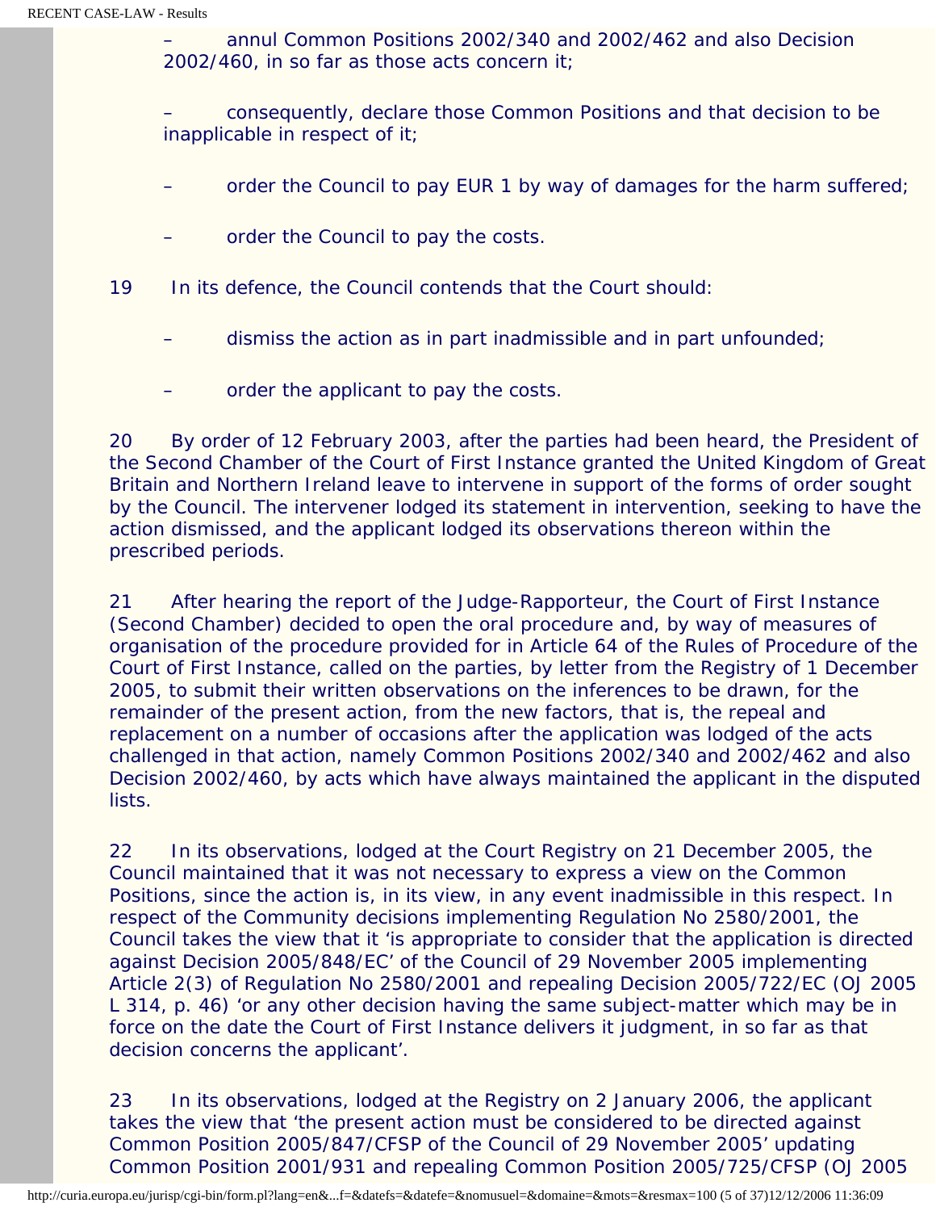– annul Common Positions 2002/340 and 2002/462 and also Decision 2002/460, in so far as those acts concern it;

– consequently, declare those Common Positions and that decision to be inapplicable in respect of it;

– order the Council to pay EUR 1 by way of damages for the harm suffered;

– order the Council to pay the costs.

19 In its defence, the Council contends that the Court should:

– dismiss the action as in part inadmissible and in part unfounded;

– order the applicant to pay the costs.

20 By order of 12 February 2003, after the parties had been heard, the President of the Second Chamber of the Court of First Instance granted the United Kingdom of Great Britain and Northern Ireland leave to intervene in support of the forms of order sought by the Council. The intervener lodged its statement in intervention, seeking to have the action dismissed, and the applicant lodged its observations thereon within the prescribed periods.

21 After hearing the report of the Judge-Rapporteur, the Court of First Instance (Second Chamber) decided to open the oral procedure and, by way of measures of organisation of the procedure provided for in Article 64 of the Rules of Procedure of the Court of First Instance, called on the parties, by letter from the Registry of 1 December 2005, to submit their written observations on the inferences to be drawn, for the remainder of the present action, from the new factors, that is, the repeal and replacement on a number of occasions after the application was lodged of the acts challenged in that action, namely Common Positions 2002/340 and 2002/462 and also Decision 2002/460, by acts which have always maintained the applicant in the disputed lists.

22 In its observations, lodged at the Court Registry on 21 December 2005, the Council maintained that it was not necessary to express a view on the Common Positions, since the action is, in its view, in any event inadmissible in this respect. In respect of the Community decisions implementing Regulation No 2580/2001, the Council takes the view that it 'is appropriate to consider that the application is directed against Decision 2005/848/EC' of the Council of 29 November 2005 implementing Article 2(3) of Regulation No 2580/2001 and repealing Decision 2005/722/EC (OJ 2005 L 314, p. 46) 'or any other decision having the same subject-matter which may be in force on the date the Court of First Instance delivers it judgment, in so far as that decision concerns the applicant'.

23 In its observations, lodged at the Registry on 2 January 2006, the applicant takes the view that 'the present action must be considered to be directed against Common Position 2005/847/CFSP of the Council of 29 November 2005' updating Common Position 2001/931 and repealing Common Position 2005/725/CFSP (OJ 2005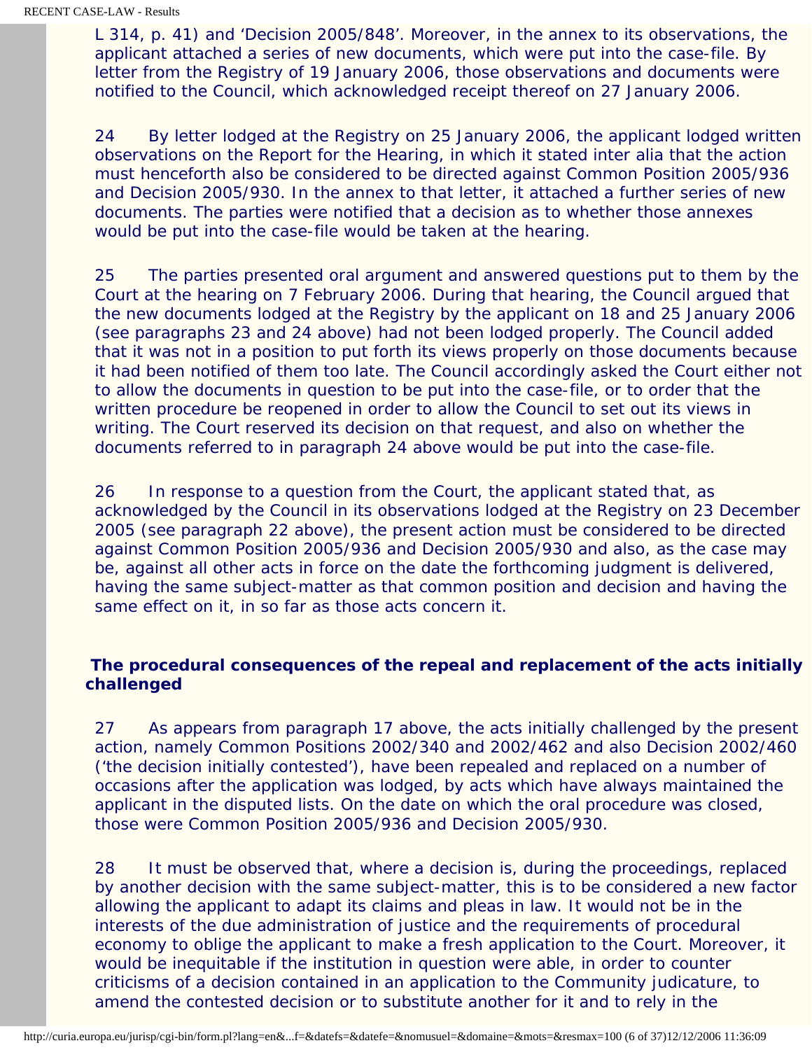L 314, p. 41) and 'Decision 2005/848'. Moreover, in the annex to its observations, the applicant attached a series of new documents, which were put into the case-file. By letter from the Registry of 19 January 2006, those observations and documents were notified to the Council, which acknowledged receipt thereof on 27 January 2006.

24 By letter lodged at the Registry on 25 January 2006, the applicant lodged written observations on the Report for the Hearing, in which it stated inter alia that the action must henceforth also be considered to be directed against Common Position 2005/936 and Decision 2005/930. In the annex to that letter, it attached a further series of new documents. The parties were notified that a decision as to whether those annexes would be put into the case-file would be taken at the hearing.

25 The parties presented oral argument and answered questions put to them by the Court at the hearing on 7 February 2006. During that hearing, the Council argued that the new documents lodged at the Registry by the applicant on 18 and 25 January 2006 (see paragraphs 23 and 24 above) had not been lodged properly. The Council added that it was not in a position to put forth its views properly on those documents because it had been notified of them too late. The Council accordingly asked the Court either not to allow the documents in question to be put into the case-file, or to order that the written procedure be reopened in order to allow the Council to set out its views in writing. The Court reserved its decision on that request, and also on whether the documents referred to in paragraph 24 above would be put into the case-file.

26 In response to a question from the Court, the applicant stated that, as acknowledged by the Council in its observations lodged at the Registry on 23 December 2005 (see paragraph 22 above), the present action must be considered to be directed against Common Position 2005/936 and Decision 2005/930 and also, as the case may be, against all other acts in force on the date the forthcoming judgment is delivered, having the same subject-matter as that common position and decision and having the same effect on it, in so far as those acts concern it.

**The procedural consequences of the repeal and replacement of the acts initially challenged**

27 As appears from paragraph 17 above, the acts initially challenged by the present action, namely Common Positions 2002/340 and 2002/462 and also Decision 2002/460 ('the decision initially contested'), have been repealed and replaced on a number of occasions after the application was lodged, by acts which have always maintained the applicant in the disputed lists. On the date on which the oral procedure was closed, those were Common Position 2005/936 and Decision 2005/930.

28 It must be observed that, where a decision is, during the proceedings, replaced by another decision with the same subject-matter, this is to be considered a new factor allowing the applicant to adapt its claims and pleas in law. It would not be in the interests of the due administration of justice and the requirements of procedural economy to oblige the applicant to make a fresh application to the Court. Moreover, it would be inequitable if the institution in question were able, in order to counter criticisms of a decision contained in an application to the Community judicature, to amend the contested decision or to substitute another for it and to rely in the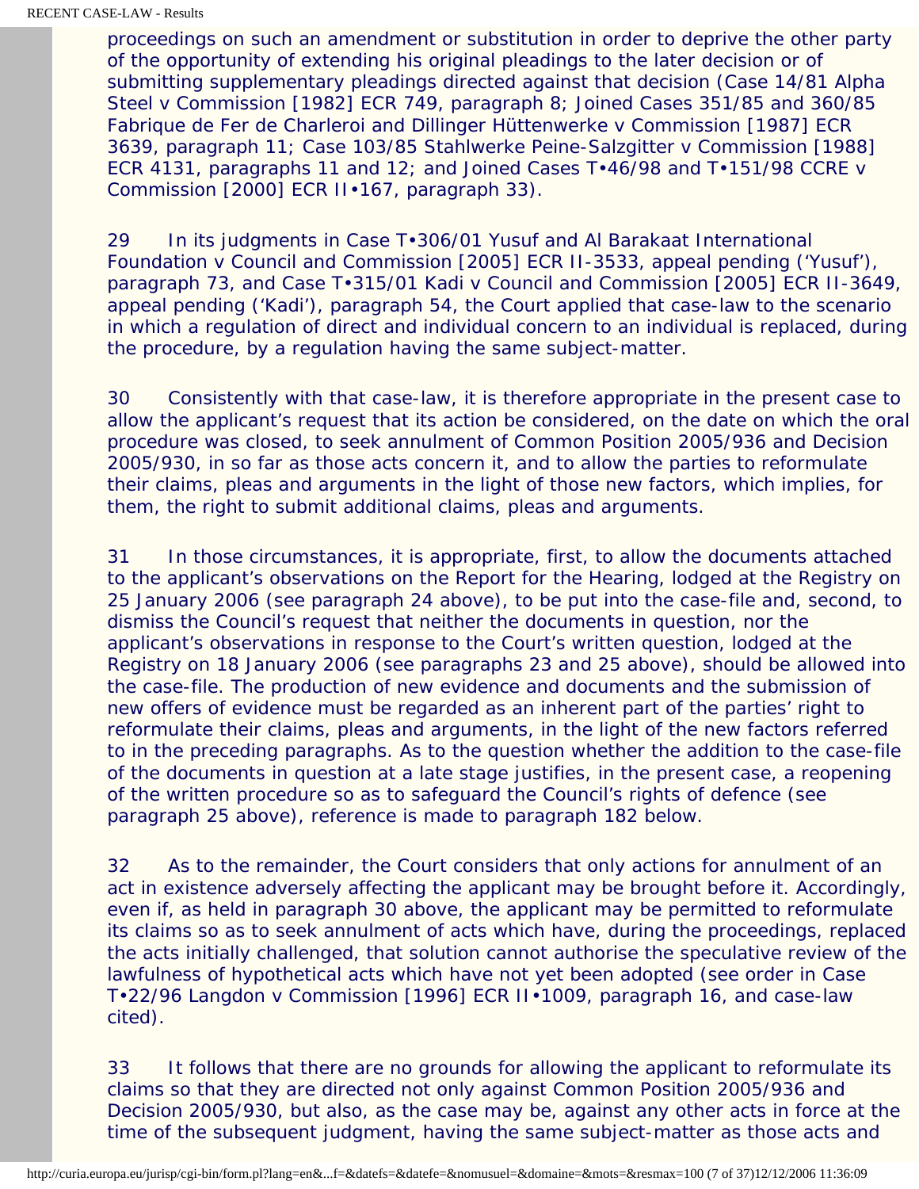proceedings on such an amendment or substitution in order to deprive the other party of the opportunity of extending his original pleadings to the later decision or of submitting supplementary pleadings directed against that decision (Case 14/81 Alpha Steel v Commission [1982] ECR 749, paragraph 8; Joined Cases 351/85 and 360/85 Fabrique de Fer de Charleroi and Dillinger Hüttenwerke v Commission [1987] ECR 3639, paragraph 11; Case 103/85 Stahlwerke Peine-Salzgitter v Commission [1988] ECR 4131, paragraphs 11 and 12; and Joined Cases T•46/98 and T•151/98 CCRE v Commission [2000] ECR II•167, paragraph 33).

29 In its judgments in Case T•306/01 Yusuf and Al Barakaat International Foundation v Council and Commission [2005] ECR II-3533, appeal pending ('Yusuf'), paragraph 73, and Case T•315/01 Kadi v Council and Commission [2005] ECR II-3649, appeal pending ('Kadi'), paragraph 54, the Court applied that case-law to the scenario in which a regulation of direct and individual concern to an individual is replaced, during the procedure, by a regulation having the same subject-matter.

30 Consistently with that case-law, it is therefore appropriate in the present case to allow the applicant's request that its action be considered, on the date on which the oral procedure was closed, to seek annulment of Common Position 2005/936 and Decision 2005/930, in so far as those acts concern it, and to allow the parties to reformulate their claims, pleas and arguments in the light of those new factors, which implies, for them, the right to submit additional claims, pleas and arguments.

31 In those circumstances, it is appropriate, first, to allow the documents attached to the applicant's observations on the Report for the Hearing, lodged at the Registry on 25 January 2006 (see paragraph 24 above), to be put into the case-file and, second, to dismiss the Council's request that neither the documents in question, nor the applicant's observations in response to the Court's written question, lodged at the Registry on 18 January 2006 (see paragraphs 23 and 25 above), should be allowed into the case-file. The production of new evidence and documents and the submission of new offers of evidence must be regarded as an inherent part of the parties' right to reformulate their claims, pleas and arguments, in the light of the new factors referred to in the preceding paragraphs. As to the question whether the addition to the case-file of the documents in question at a late stage justifies, in the present case, a reopening of the written procedure so as to safeguard the Council's rights of defence (see paragraph 25 above), reference is made to paragraph 182 below.

32 As to the remainder, the Court considers that only actions for annulment of an act in existence adversely affecting the applicant may be brought before it. Accordingly, even if, as held in paragraph 30 above, the applicant may be permitted to reformulate its claims so as to seek annulment of acts which have, during the proceedings, replaced the acts initially challenged, that solution cannot authorise the speculative review of the lawfulness of hypothetical acts which have not yet been adopted (see order in Case T•22/96 Langdon v Commission [1996] ECR II•1009, paragraph 16, and case-law cited).

33 It follows that there are no grounds for allowing the applicant to reformulate its claims so that they are directed not only against Common Position 2005/936 and Decision 2005/930, but also, as the case may be, against any other acts in force at the time of the subsequent judgment, having the same subject-matter as those acts and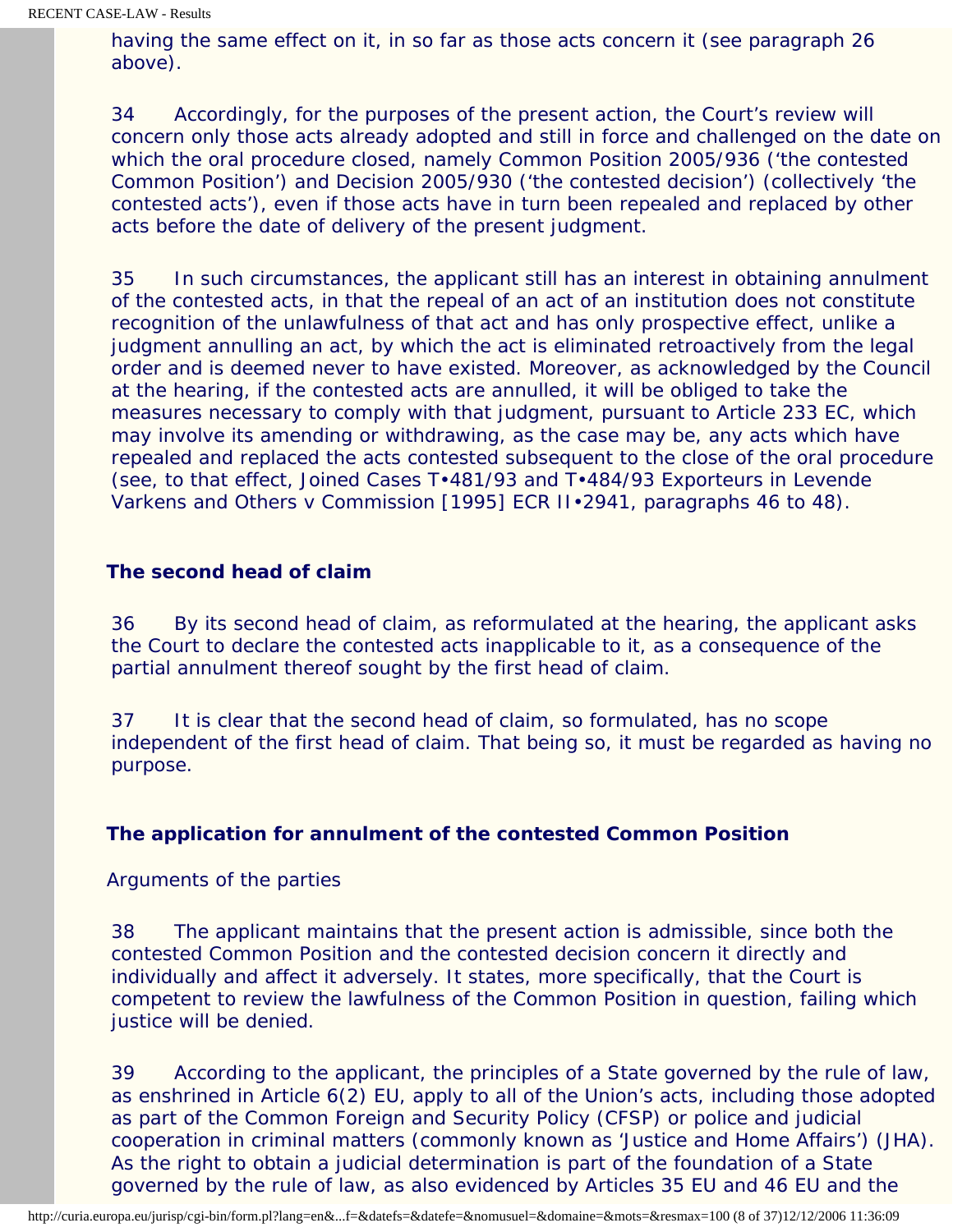having the same effect on it, in so far as those acts concern it (see paragraph 26 above).

34 Accordingly, for the purposes of the present action, the Court's review will concern only those acts already adopted and still in force and challenged on the date on which the oral procedure closed, namely Common Position 2005/936 ('the contested Common Position') and Decision 2005/930 ('the contested decision') (collectively 'the contested acts'), even if those acts have in turn been repealed and replaced by other acts before the date of delivery of the present judgment.

35 In such circumstances, the applicant still has an interest in obtaining annulment of the contested acts, in that the repeal of an act of an institution does not constitute recognition of the unlawfulness of that act and has only prospective effect, unlike a judgment annulling an act, by which the act is eliminated retroactively from the legal order and is deemed never to have existed. Moreover, as acknowledged by the Council at the hearing, if the contested acts are annulled, it will be obliged to take the measures necessary to comply with that judgment, pursuant to Article 233 EC, which may involve its amending or withdrawing, as the case may be, any acts which have repealed and replaced the acts contested subsequent to the close of the oral procedure (see, to that effect, Joined Cases T•481/93 and T•484/93 Exporteurs in Levende Varkens and Others v Commission [1995] ECR II•2941, paragraphs 46 to 48).

**The second head of claim**

36 By its second head of claim, as reformulated at the hearing, the applicant asks the Court to declare the contested acts inapplicable to it, as a consequence of the partial annulment thereof sought by the first head of claim.

37 It is clear that the second head of claim, so formulated, has no scope independent of the first head of claim. That being so, it must be regarded as having no purpose.

**The application for annulment of the contested Common Position**

Arguments of the parties

38 The applicant maintains that the present action is admissible, since both the contested Common Position and the contested decision concern it directly and individually and affect it adversely. It states, more specifically, that the Court is competent to review the lawfulness of the Common Position in question, failing which justice will be denied.

39 According to the applicant, the principles of a State governed by the rule of law, as enshrined in Article 6(2) EU, apply to all of the Union's acts, including those adopted as part of the Common Foreign and Security Policy (CFSP) or police and judicial cooperation in criminal matters (commonly known as 'Justice and Home Affairs') (JHA). As the right to obtain a judicial determination is part of the foundation of a State governed by the rule of law, as also evidenced by Articles 35 EU and 46 EU and the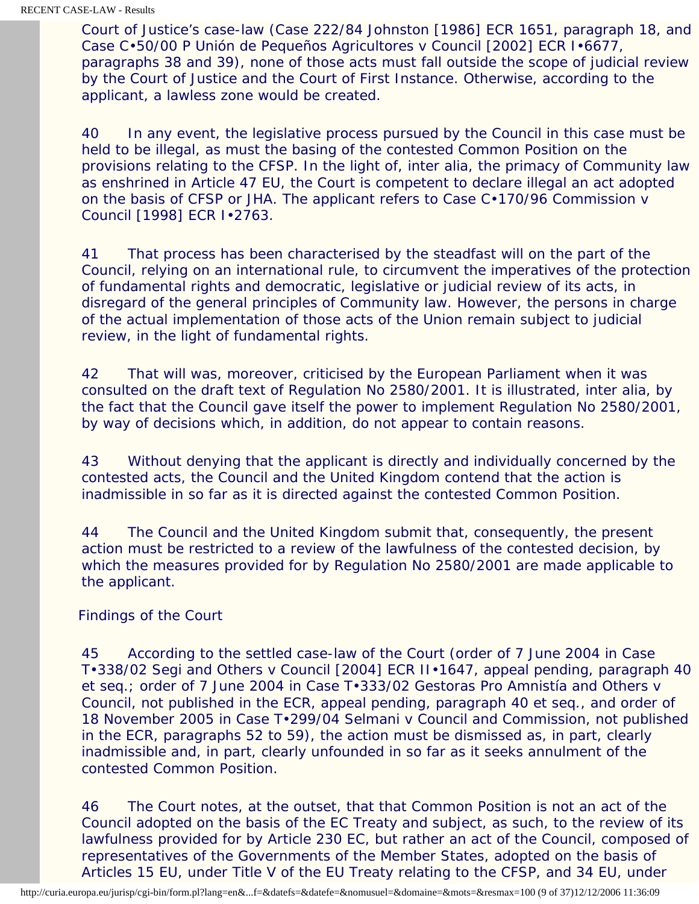Court of Justice's case-law (Case 222/84 Johnston [1986] ECR 1651, paragraph 18, and Case C•50/00 P Unión de Pequeños Agricultores v Council [2002] ECR I•6677, paragraphs 38 and 39), none of those acts must fall outside the scope of judicial review by the Court of Justice and the Court of First Instance. Otherwise, according to the applicant, a lawless zone would be created.

40 In any event, the legislative process pursued by the Council in this case must be held to be illegal, as must the basing of the contested Common Position on the provisions relating to the CFSP. In the light of, inter alia, the primacy of Community law as enshrined in Article 47 EU, the Court is competent to declare illegal an act adopted on the basis of CFSP or JHA. The applicant refers to Case C•170/96 Commission v Council [1998] ECR I•2763.

41 That process has been characterised by the steadfast will on the part of the Council, relying on an international rule, to circumvent the imperatives of the protection of fundamental rights and democratic, legislative or judicial review of its acts, in disregard of the general principles of Community law. However, the persons in charge of the actual implementation of those acts of the Union remain subject to judicial review, in the light of fundamental rights.

42 That will was, moreover, criticised by the European Parliament when it was consulted on the draft text of Regulation No 2580/2001. It is illustrated, inter alia, by the fact that the Council gave itself the power to implement Regulation No 2580/2001, by way of decisions which, in addition, do not appear to contain reasons.

43 Without denying that the applicant is directly and individually concerned by the contested acts, the Council and the United Kingdom contend that the action is inadmissible in so far as it is directed against the contested Common Position.

44 The Council and the United Kingdom submit that, consequently, the present action must be restricted to a review of the lawfulness of the contested decision, by which the measures provided for by Regulation No 2580/2001 are made applicable to the applicant.

Findings of the Court

45 According to the settled case-law of the Court (order of 7 June 2004 in Case T•338/02 Segi and Others v Council [2004] ECR II•1647, appeal pending, paragraph 40 et seq.; order of 7 June 2004 in Case T•333/02 Gestoras Pro Amnistía and Others v Council, not published in the ECR, appeal pending, paragraph 40 et seq., and order of 18 November 2005 in Case T•299/04 Selmani v Council and Commission, not published in the ECR, paragraphs 52 to 59), the action must be dismissed as, in part, clearly inadmissible and, in part, clearly unfounded in so far as it seeks annulment of the contested Common Position.

46 The Court notes, at the outset, that that Common Position is not an act of the Council adopted on the basis of the EC Treaty and subject, as such, to the review of its lawfulness provided for by Article 230 EC, but rather an act of the Council, composed of representatives of the Governments of the Member States, adopted on the basis of Articles 15 EU, under Title V of the EU Treaty relating to the CFSP, and 34 EU, under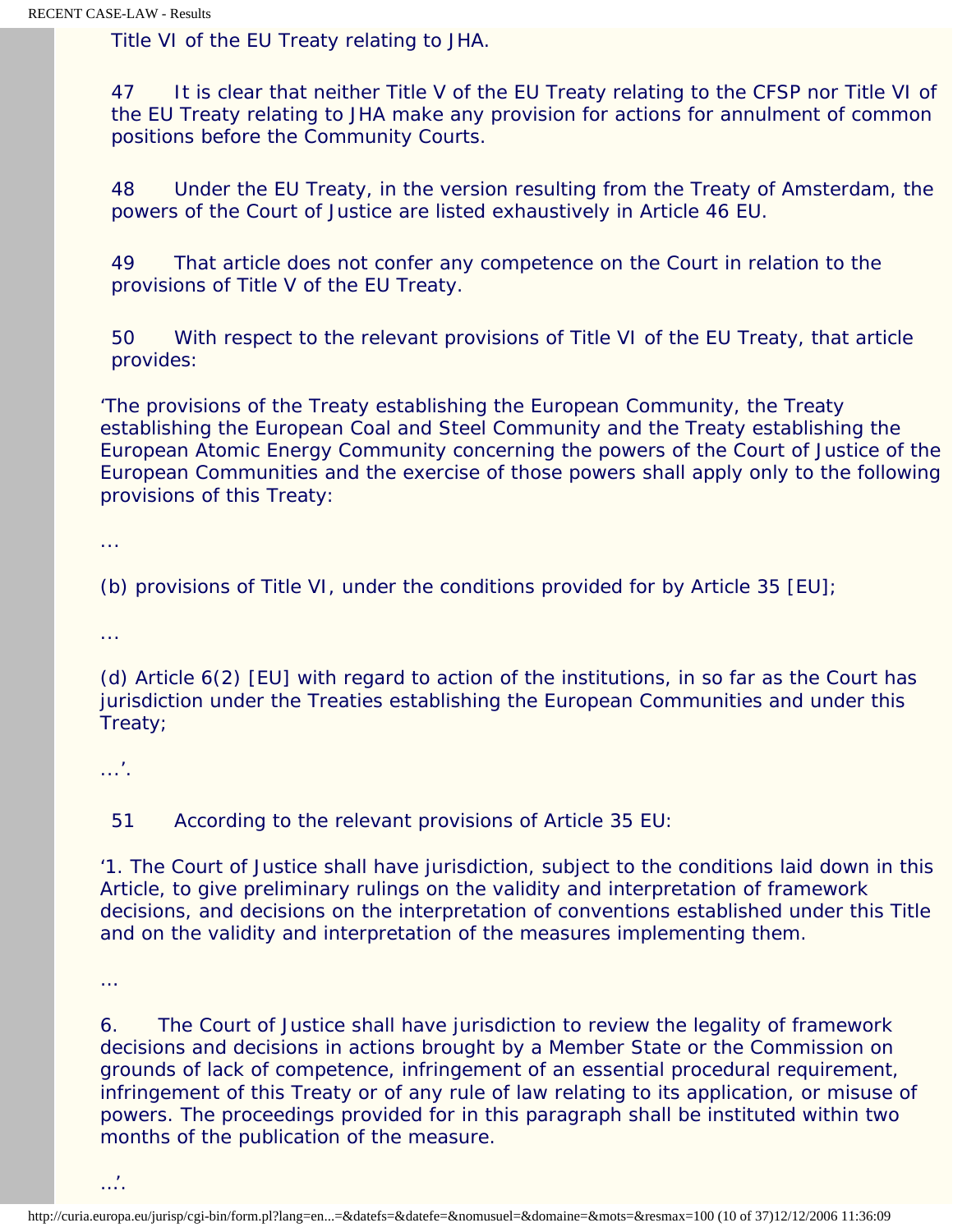Title VI of the EU Treaty relating to JHA.

47 It is clear that neither Title V of the EU Treaty relating to the CFSP nor Title VI of the EU Treaty relating to JHA make any provision for actions for annulment of common positions before the Community Courts.

48 Under the EU Treaty, in the version resulting from the Treaty of Amsterdam, the powers of the Court of Justice are listed exhaustively in Article 46 EU.

49 That article does not confer any competence on the Court in relation to the provisions of Title V of the EU Treaty.

50 With respect to the relevant provisions of Title VI of the EU Treaty, that article provides:

'The provisions of the Treaty establishing the European Community, the Treaty establishing the European Coal and Steel Community and the Treaty establishing the European Atomic Energy Community concerning the powers of the Court of Justice of the European Communities and the exercise of those powers shall apply only to the following provisions of this Treaty:

…

(b) provisions of Title VI, under the conditions provided for by Article 35 [EU];

…

(d) Article 6(2) [EU] with regard to action of the institutions, in so far as the Court has jurisdiction under the Treaties establishing the European Communities and under this Treaty;

…'.

51 According to the relevant provisions of Article 35 EU:

'1. The Court of Justice shall have jurisdiction, subject to the conditions laid down in this Article, to give preliminary rulings on the validity and interpretation of framework decisions, and decisions on the interpretation of conventions established under this Title and on the validity and interpretation of the measures implementing them.

…

6. The Court of Justice shall have jurisdiction to review the legality of framework decisions and decisions in actions brought by a Member State or the Commission on grounds of lack of competence, infringement of an essential procedural requirement, infringement of this Treaty or of any rule of law relating to its application, or misuse of powers. The proceedings provided for in this paragraph shall be instituted within two months of the publication of the measure.

…'.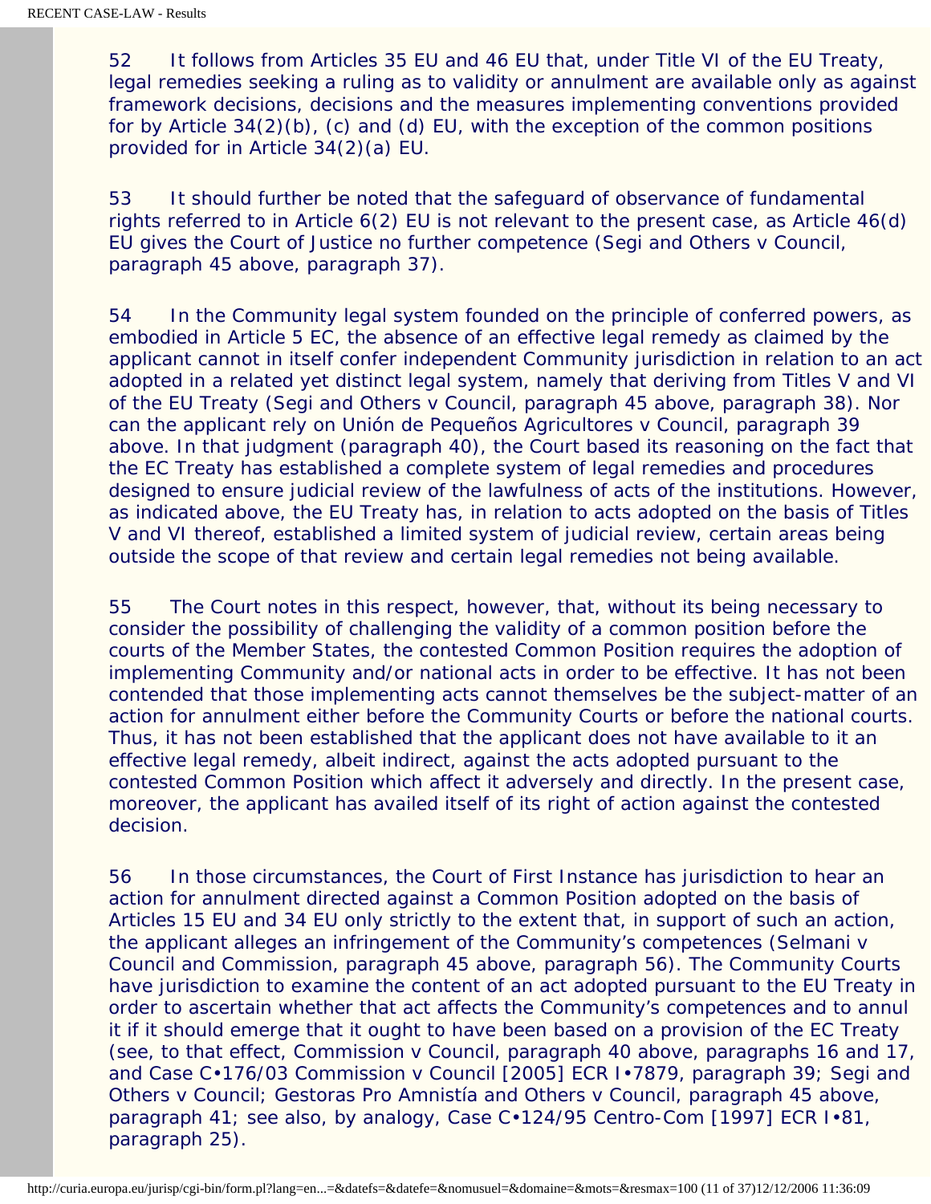52 It follows from Articles 35 EU and 46 EU that, under Title VI of the EU Treaty, legal remedies seeking a ruling as to validity or annulment are available only as against framework decisions, decisions and the measures implementing conventions provided for by Article 34(2)(b), (c) and (d) EU, with the exception of the common positions provided for in Article 34(2)(a) EU.

53 It should further be noted that the safeguard of observance of fundamental rights referred to in Article 6(2) EU is not relevant to the present case, as Article 46(d) EU gives the Court of Justice no further competence (Segi and Others v Council, paragraph 45 above, paragraph 37).

54 In the Community legal system founded on the principle of conferred powers, as embodied in Article 5 EC, the absence of an effective legal remedy as claimed by the applicant cannot in itself confer independent Community jurisdiction in relation to an act adopted in a related yet distinct legal system, namely that deriving from Titles V and VI of the EU Treaty (Segi and Others v Council, paragraph 45 above, paragraph 38). Nor can the applicant rely on Unión de Pequeños Agricultores v Council, paragraph 39 above. In that judgment (paragraph 40), the Court based its reasoning on the fact that the EC Treaty has established a complete system of legal remedies and procedures designed to ensure judicial review of the lawfulness of acts of the institutions. However, as indicated above, the EU Treaty has, in relation to acts adopted on the basis of Titles V and VI thereof, established a limited system of judicial review, certain areas being outside the scope of that review and certain legal remedies not being available.

55 The Court notes in this respect, however, that, without its being necessary to consider the possibility of challenging the validity of a common position before the courts of the Member States, the contested Common Position requires the adoption of implementing Community and/or national acts in order to be effective. It has not been contended that those implementing acts cannot themselves be the subject-matter of an action for annulment either before the Community Courts or before the national courts. Thus, it has not been established that the applicant does not have available to it an effective legal remedy, albeit indirect, against the acts adopted pursuant to the contested Common Position which affect it adversely and directly. In the present case, moreover, the applicant has availed itself of its right of action against the contested decision.

56 In those circumstances, the Court of First Instance has jurisdiction to hear an action for annulment directed against a Common Position adopted on the basis of Articles 15 EU and 34 EU only strictly to the extent that, in support of such an action, the applicant alleges an infringement of the Community's competences (Selmani v Council and Commission, paragraph 45 above, paragraph 56). The Community Courts have jurisdiction to examine the content of an act adopted pursuant to the EU Treaty in order to ascertain whether that act affects the Community's competences and to annul it if it should emerge that it ought to have been based on a provision of the EC Treaty (see, to that effect, Commission v Council, paragraph 40 above, paragraphs 16 and 17, and Case C‑176/03 Commission v Council [2005] ECR I‑7879, paragraph 39; Segi and Others v Council; Gestoras Pro Amnistía and Others v Council, paragraph 45 above, paragraph 41; see also, by analogy, Case C‑124/95 Centro-Com [1997] ECR I‑81, paragraph 25).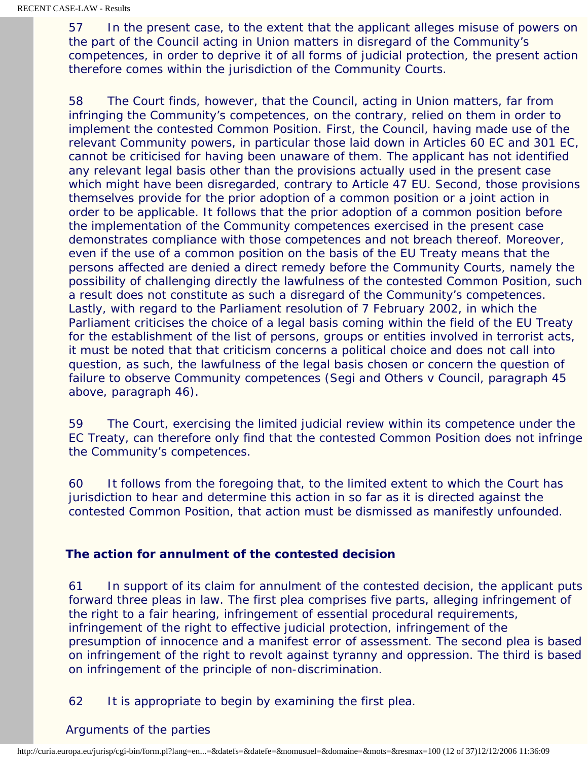57 In the present case, to the extent that the applicant alleges misuse of powers on the part of the Council acting in Union matters in disregard of the Community's competences, in order to deprive it of all forms of judicial protection, the present action therefore comes within the jurisdiction of the Community Courts.

58 The Court finds, however, that the Council, acting in Union matters, far from infringing the Community's competences, on the contrary, relied on them in order to implement the contested Common Position. First, the Council, having made use of the relevant Community powers, in particular those laid down in Articles 60 EC and 301 EC, cannot be criticised for having been unaware of them. The applicant has not identified any relevant legal basis other than the provisions actually used in the present case which might have been disregarded, contrary to Article 47 EU. Second, those provisions themselves provide for the prior adoption of a common position or a joint action in order to be applicable. It follows that the prior adoption of a common position before the implementation of the Community competences exercised in the present case demonstrates compliance with those competences and not breach thereof. Moreover, even if the use of a common position on the basis of the EU Treaty means that the persons affected are denied a direct remedy before the Community Courts, namely the possibility of challenging directly the lawfulness of the contested Common Position, such a result does not constitute as such a disregard of the Community's competences. Lastly, with regard to the Parliament resolution of 7 February 2002, in which the Parliament criticises the choice of a legal basis coming within the field of the EU Treaty for the establishment of the list of persons, groups or entities involved in terrorist acts, it must be noted that that criticism concerns a political choice and does not call into question, as such, the lawfulness of the legal basis chosen or concern the question of failure to observe Community competences (Segi and Others v Council, paragraph 45 above, paragraph 46).

59 The Court, exercising the limited judicial review within its competence under the EC Treaty, can therefore only find that the contested Common Position does not infringe the Community's competences.

60 It follows from the foregoing that, to the limited extent to which the Court has jurisdiction to hear and determine this action in so far as it is directed against the contested Common Position, that action must be dismissed as manifestly unfounded.

**The action for annulment of the contested decision**

61 In support of its claim for annulment of the contested decision, the applicant puts forward three pleas in law. The first plea comprises five parts, alleging infringement of the right to a fair hearing, infringement of essential procedural requirements, infringement of the right to effective judicial protection, infringement of the presumption of innocence and a manifest error of assessment. The second plea is based on infringement of the right to revolt against tyranny and oppression. The third is based on infringement of the principle of non-discrimination.

62 It is appropriate to begin by examining the first plea.

Arguments of the parties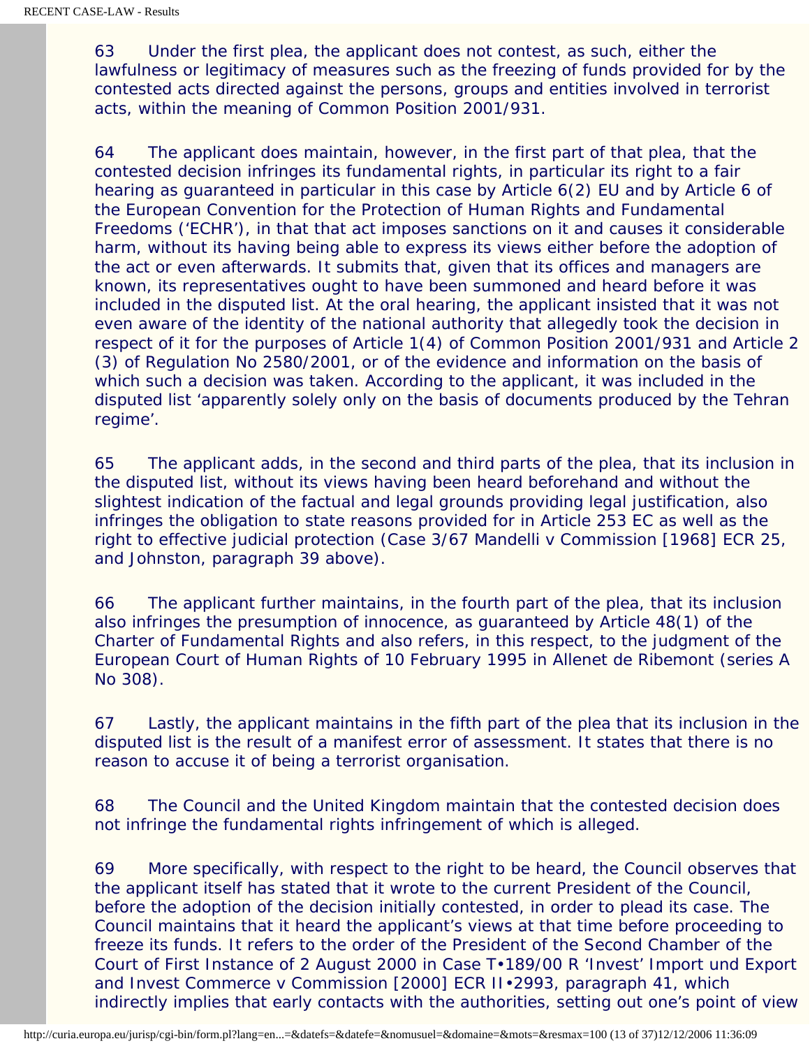63 Under the first plea, the applicant does not contest, as such, either the lawfulness or legitimacy of measures such as the freezing of funds provided for by the contested acts directed against the persons, groups and entities involved in terrorist acts, within the meaning of Common Position 2001/931.

64 The applicant does maintain, however, in the first part of that plea, that the contested decision infringes its fundamental rights, in particular its right to a fair hearing as guaranteed in particular in this case by Article 6(2) EU and by Article 6 of the European Convention for the Protection of Human Rights and Fundamental Freedoms ('ECHR'), in that that act imposes sanctions on it and causes it considerable harm, without its having being able to express its views either before the adoption of the act or even afterwards. It submits that, given that its offices and managers are known, its representatives ought to have been summoned and heard before it was included in the disputed list. At the oral hearing, the applicant insisted that it was not even aware of the identity of the national authority that allegedly took the decision in respect of it for the purposes of Article 1(4) of Common Position 2001/931 and Article 2 (3) of Regulation No 2580/2001, or of the evidence and information on the basis of which such a decision was taken. According to the applicant, it was included in the disputed list 'apparently solely only on the basis of documents produced by the Tehran regime'.

65 The applicant adds, in the second and third parts of the plea, that its inclusion in the disputed list, without its views having been heard beforehand and without the slightest indication of the factual and legal grounds providing legal justification, also infringes the obligation to state reasons provided for in Article 253 EC as well as the right to effective judicial protection (Case 3/67 Mandelli v Commission [1968] ECR 25, and Johnston, paragraph 39 above).

66 The applicant further maintains, in the fourth part of the plea, that its inclusion also infringes the presumption of innocence, as guaranteed by Article 48(1) of the Charter of Fundamental Rights and also refers, in this respect, to the judgment of the European Court of Human Rights of 10 February 1995 in Allenet de Ribemont (series A No 308).

67 Lastly, the applicant maintains in the fifth part of the plea that its inclusion in the disputed list is the result of a manifest error of assessment. It states that there is no reason to accuse it of being a terrorist organisation.

68 The Council and the United Kingdom maintain that the contested decision does not infringe the fundamental rights infringement of which is alleged.

69 More specifically, with respect to the right to be heard, the Council observes that the applicant itself has stated that it wrote to the current President of the Council, before the adoption of the decision initially contested, in order to plead its case. The Council maintains that it heard the applicant's views at that time before proceeding to freeze its funds. It refers to the order of the President of the Second Chamber of the Court of First Instance of 2 August 2000 in Case T•189/00 R 'Invest' Import und Export and Invest Commerce v Commission [2000] ECR II•2993, paragraph 41, which indirectly implies that early contacts with the authorities, setting out one's point of view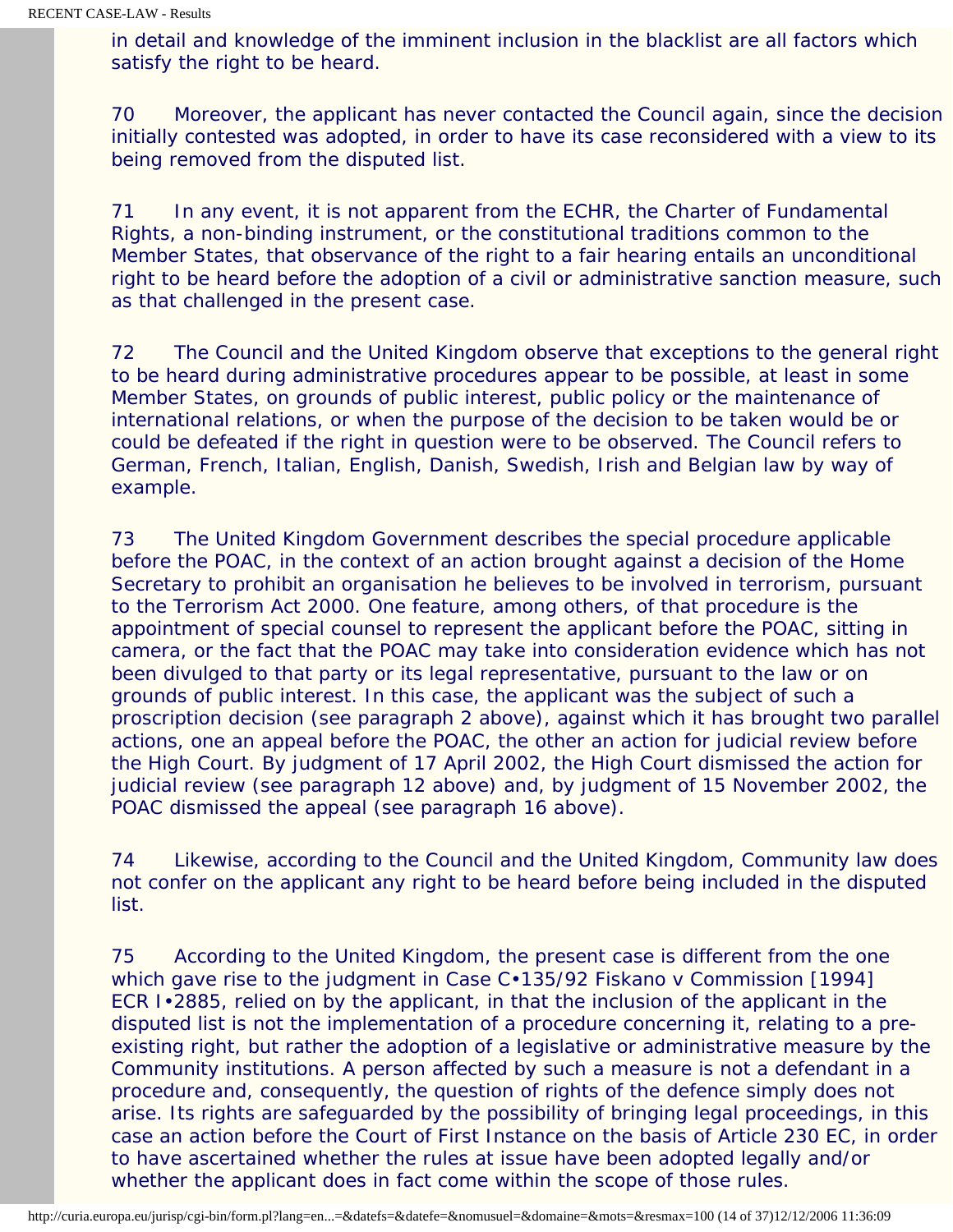in detail and knowledge of the imminent inclusion in the blacklist are all factors which satisfy the right to be heard.

70 Moreover, the applicant has never contacted the Council again, since the decision initially contested was adopted, in order to have its case reconsidered with a view to its being removed from the disputed list.

71 In any event, it is not apparent from the ECHR, the Charter of Fundamental Rights, a non-binding instrument, or the constitutional traditions common to the Member States, that observance of the right to a fair hearing entails an unconditional right to be heard before the adoption of a civil or administrative sanction measure, such as that challenged in the present case.

72 The Council and the United Kingdom observe that exceptions to the general right to be heard during administrative procedures appear to be possible, at least in some Member States, on grounds of public interest, public policy or the maintenance of international relations, or when the purpose of the decision to be taken would be or could be defeated if the right in question were to be observed. The Council refers to German, French, Italian, English, Danish, Swedish, Irish and Belgian law by way of example.

73 The United Kingdom Government describes the special procedure applicable before the POAC, in the context of an action brought against a decision of the Home Secretary to prohibit an organisation he believes to be involved in terrorism, pursuant to the Terrorism Act 2000. One feature, among others, of that procedure is the appointment of special counsel to represent the applicant before the POAC, sitting in camera, or the fact that the POAC may take into consideration evidence which has not been divulged to that party or its legal representative, pursuant to the law or on grounds of public interest. In this case, the applicant was the subject of such a proscription decision (see paragraph 2 above), against which it has brought two parallel actions, one an appeal before the POAC, the other an action for judicial review before the High Court. By judgment of 17 April 2002, the High Court dismissed the action for judicial review (see paragraph 12 above) and, by judgment of 15 November 2002, the POAC dismissed the appeal (see paragraph 16 above).

74 Likewise, according to the Council and the United Kingdom, Community law does not confer on the applicant any right to be heard before being included in the disputed list.

75 According to the United Kingdom, the present case is different from the one which gave rise to the judgment in Case C•135/92 Fiskano v Commission [1994] ECR I•2885, relied on by the applicant, in that the inclusion of the applicant in the disputed list is not the implementation of a procedure concerning it, relating to a pre-existing right, but rather the adoption of a legislative or administrative measure by the Community institutions. A person affected by such a measure is not a defendant in a procedure and, consequently, the question of rights of the defence simply does not arise. Its rights are safeguarded by the possibility of bringing legal proceedings, in this case an action before the Court of First Instance on the basis of Article 230 EC, in order to have ascertained whether the rules at issue have been adopted legally and/or whether the applicant does in fact come within the scope of those rules.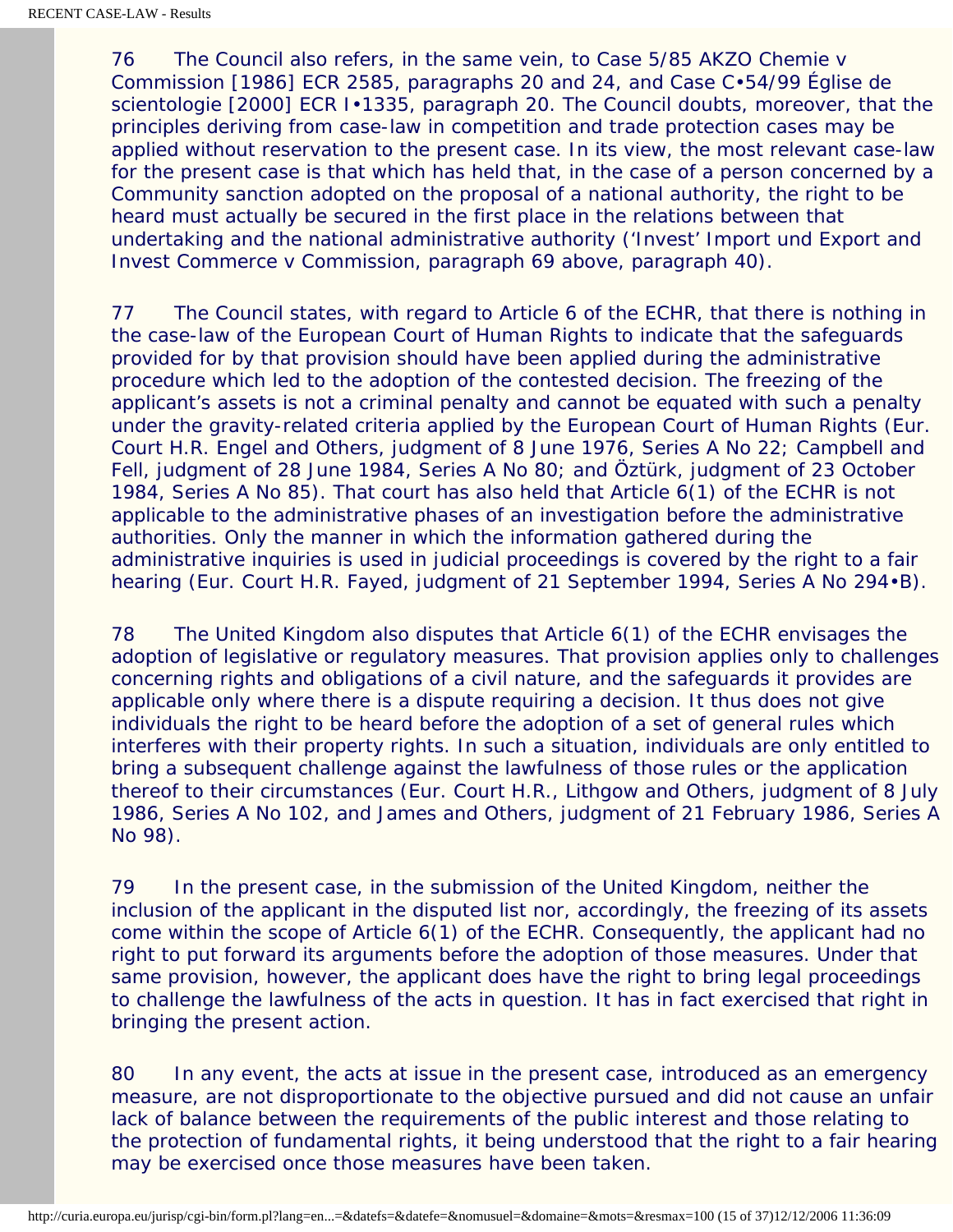76 The Council also refers, in the same vein, to Case 5/85 AKZO Chemie v Commission [1986] ECR 2585, paragraphs 20 and 24, and Case C•54/99 Église de scientologie [2000] ECR I•1335, paragraph 20. The Council doubts, moreover, that the principles deriving from case-law in competition and trade protection cases may be applied without reservation to the present case. In its view, the most relevant case-law for the present case is that which has held that, in the case of a person concerned by a Community sanction adopted on the proposal of a national authority, the right to be heard must actually be secured in the first place in the relations between that undertaking and the national administrative authority ('Invest' Import und Export and Invest Commerce v Commission, paragraph 69 above, paragraph 40).

77 The Council states, with regard to Article 6 of the ECHR, that there is nothing in the case-law of the European Court of Human Rights to indicate that the safeguards provided for by that provision should have been applied during the administrative procedure which led to the adoption of the contested decision. The freezing of the applicant's assets is not a criminal penalty and cannot be equated with such a penalty under the gravity-related criteria applied by the European Court of Human Rights (Eur. Court H.R. Engel and Others, judgment of 8 June 1976, Series A No 22; Campbell and Fell, judgment of 28 June 1984, Series A No 80; and Öztürk, judgment of 23 October 1984, Series A No 85). That court has also held that Article 6(1) of the ECHR is not applicable to the administrative phases of an investigation before the administrative authorities. Only the manner in which the information gathered during the administrative inquiries is used in judicial proceedings is covered by the right to a fair hearing (Eur. Court H.R. Fayed, judgment of 21 September 1994, Series A No 294•B).

78 The United Kingdom also disputes that Article 6(1) of the ECHR envisages the adoption of legislative or regulatory measures. That provision applies only to challenges concerning rights and obligations of a civil nature, and the safeguards it provides are applicable only where there is a dispute requiring a decision. It thus does not give individuals the right to be heard before the adoption of a set of general rules which interferes with their property rights. In such a situation, individuals are only entitled to bring a subsequent challenge against the lawfulness of those rules or the application thereof to their circumstances (Eur. Court H.R., Lithgow and Others, judgment of 8 July 1986, Series A No 102, and James and Others, judgment of 21 February 1986, Series A No 98).

79 In the present case, in the submission of the United Kingdom, neither the inclusion of the applicant in the disputed list nor, accordingly, the freezing of its assets come within the scope of Article 6(1) of the ECHR. Consequently, the applicant had no right to put forward its arguments before the adoption of those measures. Under that same provision, however, the applicant does have the right to bring legal proceedings to challenge the lawfulness of the acts in question. It has in fact exercised that right in bringing the present action.

80 In any event, the acts at issue in the present case, introduced as an emergency measure, are not disproportionate to the objective pursued and did not cause an unfair lack of balance between the requirements of the public interest and those relating to the protection of fundamental rights, it being understood that the right to a fair hearing may be exercised once those measures have been taken.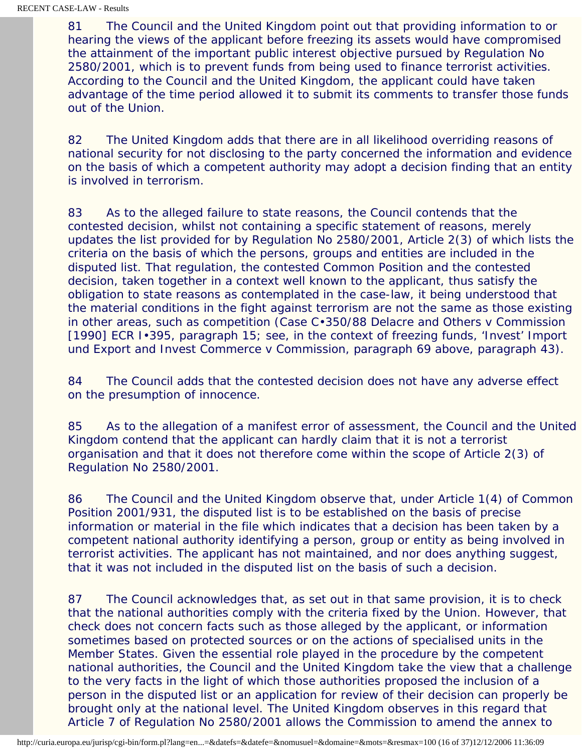81 The Council and the United Kingdom point out that providing information to or hearing the views of the applicant before freezing its assets would have compromised the attainment of the important public interest objective pursued by Regulation No 2580/2001, which is to prevent funds from being used to finance terrorist activities. According to the Council and the United Kingdom, the applicant could have taken advantage of the time period allowed it to submit its comments to transfer those funds out of the Union.

82 The United Kingdom adds that there are in all likelihood overriding reasons of national security for not disclosing to the party concerned the information and evidence on the basis of which a competent authority may adopt a decision finding that an entity is involved in terrorism.

83 As to the alleged failure to state reasons, the Council contends that the contested decision, whilst not containing a specific statement of reasons, merely updates the list provided for by Regulation No 2580/2001, Article 2(3) of which lists the criteria on the basis of which the persons, groups and entities are included in the disputed list. That regulation, the contested Common Position and the contested decision, taken together in a context well known to the applicant, thus satisfy the obligation to state reasons as contemplated in the case-law, it being understood that the material conditions in the fight against terrorism are not the same as those existing in other areas, such as competition (Case C‑350/88 Delacre and Others v Commission [1990] ECR I‑395, paragraph 15; see, in the context of freezing funds, 'Invest' Import und Export and Invest Commerce v Commission, paragraph 69 above, paragraph 43).

84 The Council adds that the contested decision does not have any adverse effect on the presumption of innocence.

85 As to the allegation of a manifest error of assessment, the Council and the United Kingdom contend that the applicant can hardly claim that it is not a terrorist organisation and that it does not therefore come within the scope of Article 2(3) of Regulation No 2580/2001.

86 The Council and the United Kingdom observe that, under Article 1(4) of Common Position 2001/931, the disputed list is to be established on the basis of precise information or material in the file which indicates that a decision has been taken by a competent national authority identifying a person, group or entity as being involved in terrorist activities. The applicant has not maintained, and nor does anything suggest, that it was not included in the disputed list on the basis of such a decision.

87 The Council acknowledges that, as set out in that same provision, it is to check that the national authorities comply with the criteria fixed by the Union. However, that check does not concern facts such as those alleged by the applicant, or information sometimes based on protected sources or on the actions of specialised units in the Member States. Given the essential role played in the procedure by the competent national authorities, the Council and the United Kingdom take the view that a challenge to the very facts in the light of which those authorities proposed the inclusion of a person in the disputed list or an application for review of their decision can properly be brought only at the national level. The United Kingdom observes in this regard that Article 7 of Regulation No 2580/2001 allows the Commission to amend the annex to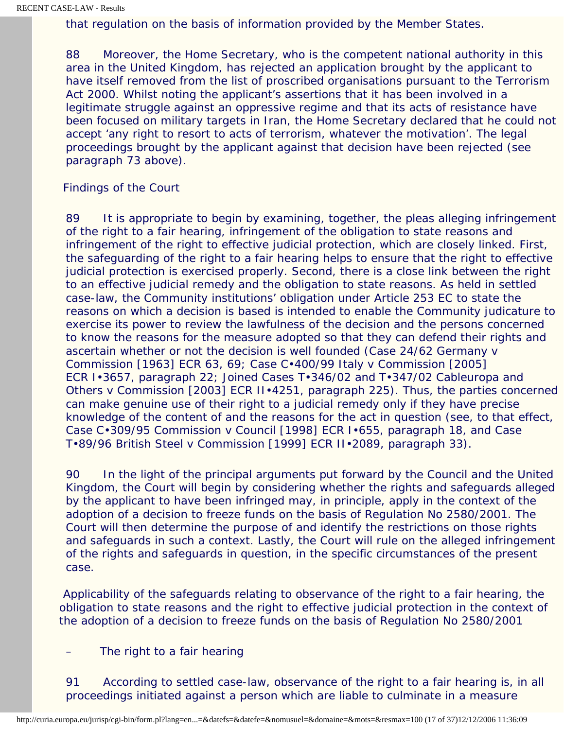that regulation on the basis of information provided by the Member States.

88 Moreover, the Home Secretary, who is the competent national authority in this area in the United Kingdom, has rejected an application brought by the applicant to have itself removed from the list of proscribed organisations pursuant to the Terrorism Act 2000. Whilst noting the applicant's assertions that it has been involved in a legitimate struggle against an oppressive regime and that its acts of resistance have been focused on military targets in Iran, the Home Secretary declared that he could not accept 'any right to resort to acts of terrorism, whatever the motivation'. The legal proceedings brought by the applicant against that decision have been rejected (see paragraph 73 above).

Findings of the Court

89 It is appropriate to begin by examining, together, the pleas alleging infringement of the right to a fair hearing, infringement of the obligation to state reasons and infringement of the right to effective judicial protection, which are closely linked. First, the safeguarding of the right to a fair hearing helps to ensure that the right to effective judicial protection is exercised properly. Second, there is a close link between the right to an effective judicial remedy and the obligation to state reasons. As held in settled case-law, the Community institutions' obligation under Article 253 EC to state the reasons on which a decision is based is intended to enable the Community judicature to exercise its power to review the lawfulness of the decision and the persons concerned to know the reasons for the measure adopted so that they can defend their rights and ascertain whether or not the decision is well founded (Case 24/62 Germany v Commission [1963] ECR 63, 69; Case C•400/99 Italy v Commission [2005] ECR I•3657, paragraph 22; Joined Cases T•346/02 and T•347/02 Cableuropa and Others v Commission [2003] ECR II•4251, paragraph 225). Thus, the parties concerned can make genuine use of their right to a judicial remedy only if they have precise knowledge of the content of and the reasons for the act in question (see, to that effect, Case C•309/95 Commission v Council [1998] ECR I•655, paragraph 18, and Case T•89/96 British Steel v Commission [1999] ECR II•2089, paragraph 33).

90 In the light of the principal arguments put forward by the Council and the United Kingdom, the Court will begin by considering whether the rights and safeguards alleged by the applicant to have been infringed may, in principle, apply in the context of the adoption of a decision to freeze funds on the basis of Regulation No 2580/2001. The Court will then determine the purpose of and identify the restrictions on those rights and safeguards in such a context. Lastly, the Court will rule on the alleged infringement of the rights and safeguards in question, in the specific circumstances of the present case.

Applicability of the safeguards relating to observance of the right to a fair hearing, the obligation to state reasons and the right to effective judicial protection in the context of the adoption of a decision to freeze funds on the basis of Regulation No 2580/2001

– The right to a fair hearing

91 According to settled case-law, observance of the right to a fair hearing is, in all proceedings initiated against a person which are liable to culminate in a measure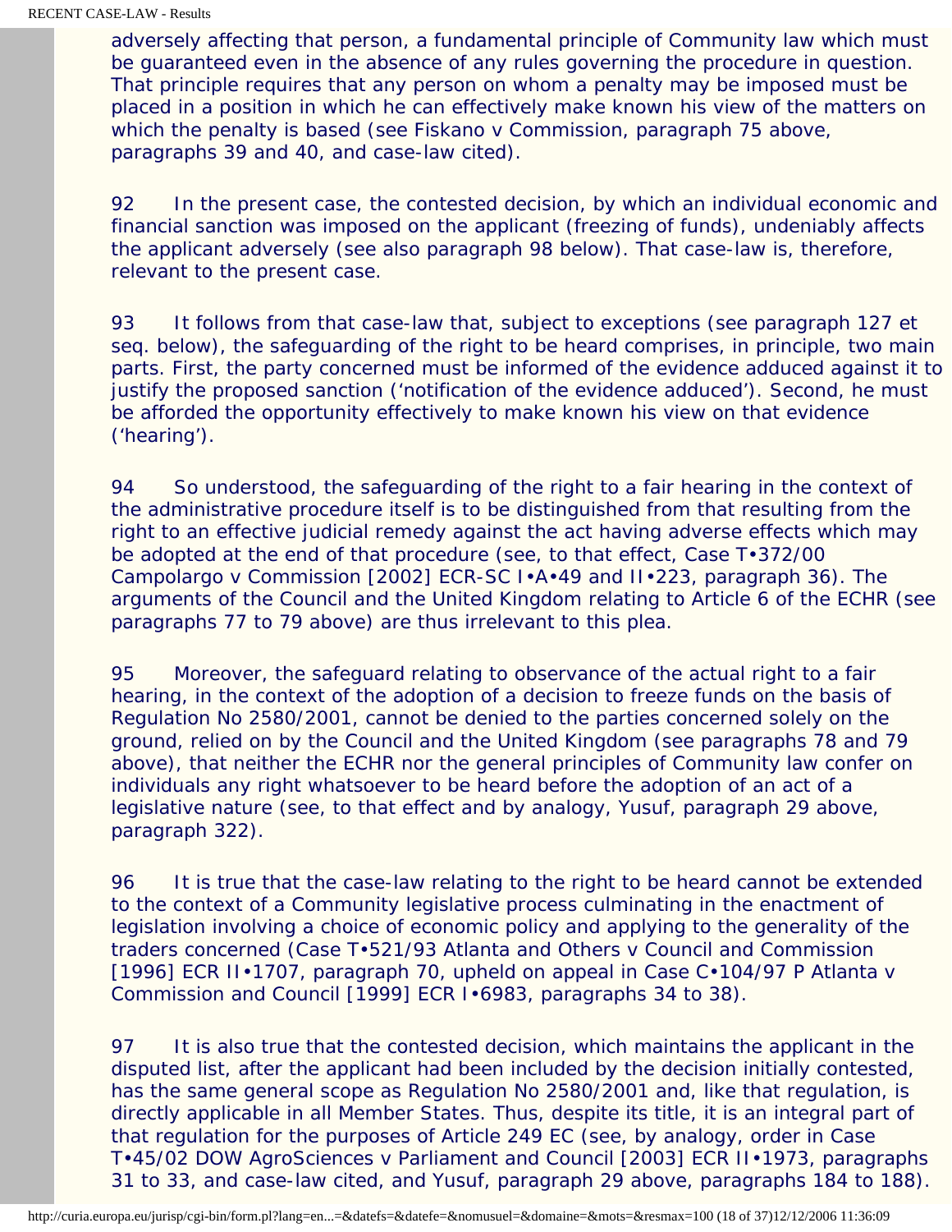adversely affecting that person, a fundamental principle of Community law which must be guaranteed even in the absence of any rules governing the procedure in question. That principle requires that any person on whom a penalty may be imposed must be placed in a position in which he can effectively make known his view of the matters on which the penalty is based (see Fiskano v Commission, paragraph 75 above, paragraphs 39 and 40, and case-law cited).

92 In the present case, the contested decision, by which an individual economic and financial sanction was imposed on the applicant (freezing of funds), undeniably affects the applicant adversely (see also paragraph 98 below). That case-law is, therefore, relevant to the present case.

93 It follows from that case-law that, subject to exceptions (see paragraph 127 et seq. below), the safeguarding of the right to be heard comprises, in principle, two main parts. First, the party concerned must be informed of the evidence adduced against it to justify the proposed sanction ('notification of the evidence adduced'). Second, he must be afforded the opportunity effectively to make known his view on that evidence ('hearing').

94 So understood, the safeguarding of the right to a fair hearing in the context of the administrative procedure itself is to be distinguished from that resulting from the right to an effective judicial remedy against the act having adverse effects which may be adopted at the end of that procedure (see, to that effect, Case T‑372/00 Campolargo v Commission [2002] ECR-SC I‑A‑49 and II‑223, paragraph 36). The arguments of the Council and the United Kingdom relating to Article 6 of the ECHR (see paragraphs 77 to 79 above) are thus irrelevant to this plea.

95 Moreover, the safeguard relating to observance of the actual right to a fair hearing, in the context of the adoption of a decision to freeze funds on the basis of Regulation No 2580/2001, cannot be denied to the parties concerned solely on the ground, relied on by the Council and the United Kingdom (see paragraphs 78 and 79 above), that neither the ECHR nor the general principles of Community law confer on individuals any right whatsoever to be heard before the adoption of an act of a legislative nature (see, to that effect and by analogy, Yusuf, paragraph 29 above, paragraph 322).

96 It is true that the case-law relating to the right to be heard cannot be extended to the context of a Community legislative process culminating in the enactment of legislation involving a choice of economic policy and applying to the generality of the traders concerned (Case T‑521/93 Atlanta and Others v Council and Commission [1996] ECR II‑1707, paragraph 70, upheld on appeal in Case C‑104/97 P Atlanta v Commission and Council [1999] ECR I‑6983, paragraphs 34 to 38).

97 It is also true that the contested decision, which maintains the applicant in the disputed list, after the applicant had been included by the decision initially contested, has the same general scope as Regulation No 2580/2001 and, like that regulation, is directly applicable in all Member States. Thus, despite its title, it is an integral part of that regulation for the purposes of Article 249 EC (see, by analogy, order in Case T‑45/02 DOW AgroSciences v Parliament and Council [2003] ECR II‑1973, paragraphs 31 to 33, and case-law cited, and Yusuf, paragraph 29 above, paragraphs 184 to 188).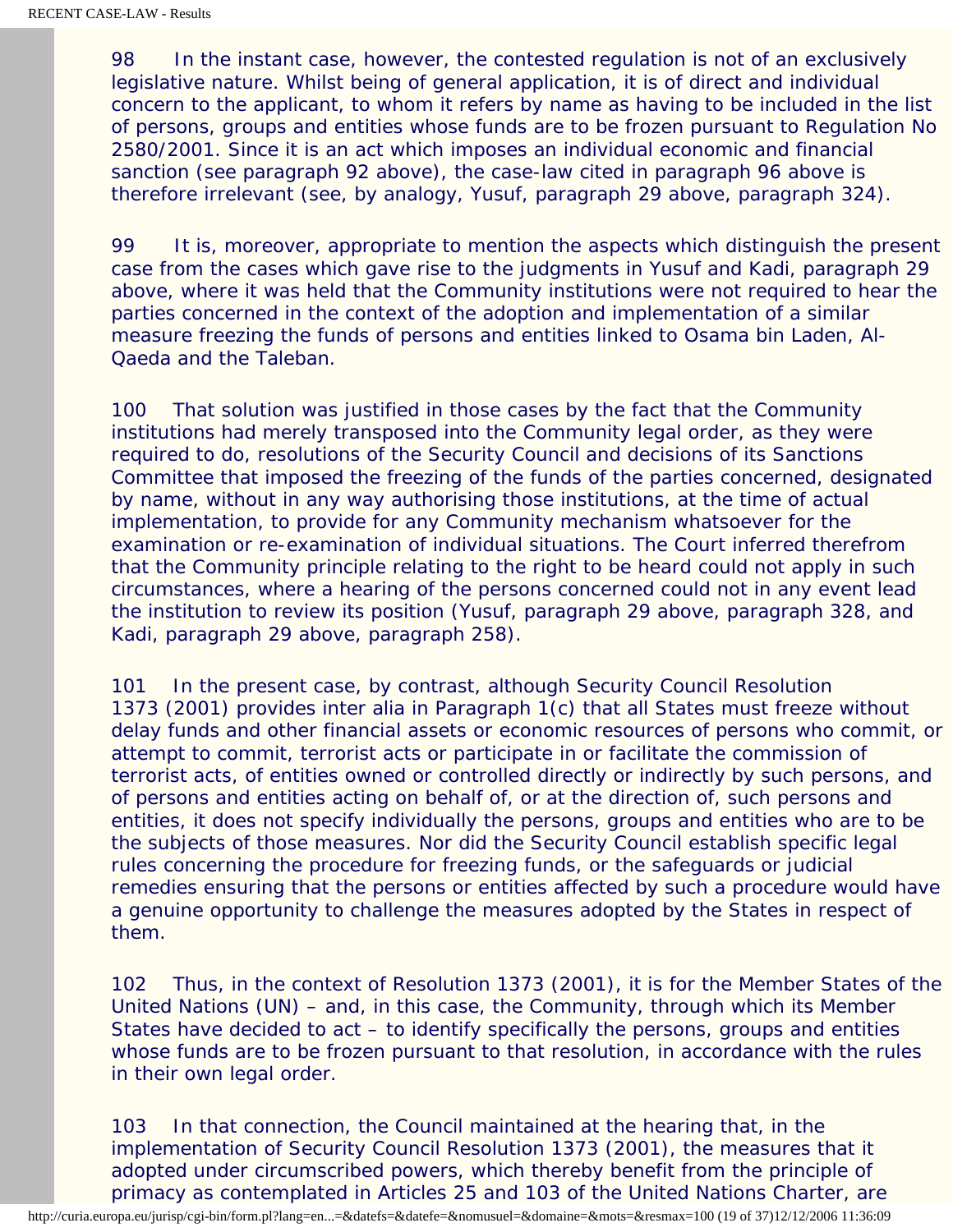98 In the instant case, however, the contested regulation is not of an exclusively legislative nature. Whilst being of general application, it is of direct and individual concern to the applicant, to whom it refers by name as having to be included in the list of persons, groups and entities whose funds are to be frozen pursuant to Regulation No 2580/2001. Since it is an act which imposes an individual economic and financial sanction (see paragraph 92 above), the case-law cited in paragraph 96 above is therefore irrelevant (see, by analogy, Yusuf, paragraph 29 above, paragraph 324).

99 It is, moreover, appropriate to mention the aspects which distinguish the present case from the cases which gave rise to the judgments in Yusuf and Kadi, paragraph 29 above, where it was held that the Community institutions were not required to hear the parties concerned in the context of the adoption and implementation of a similar measure freezing the funds of persons and entities linked to Osama bin Laden, Al-Qaeda and the Taleban.

100 That solution was justified in those cases by the fact that the Community institutions had merely transposed into the Community legal order, as they were required to do, resolutions of the Security Council and decisions of its Sanctions Committee that imposed the freezing of the funds of the parties concerned, designated by name, without in any way authorising those institutions, at the time of actual implementation, to provide for any Community mechanism whatsoever for the examination or re-examination of individual situations. The Court inferred therefrom that the Community principle relating to the right to be heard could not apply in such circumstances, where a hearing of the persons concerned could not in any event lead the institution to review its position (Yusuf, paragraph 29 above, paragraph 328, and Kadi, paragraph 29 above, paragraph 258).

101 In the present case, by contrast, although Security Council Resolution 1373 (2001) provides inter alia in Paragraph 1(c) that all States must freeze without delay funds and other financial assets or economic resources of persons who commit, or attempt to commit, terrorist acts or participate in or facilitate the commission of terrorist acts, of entities owned or controlled directly or indirectly by such persons, and of persons and entities acting on behalf of, or at the direction of, such persons and entities, it does not specify individually the persons, groups and entities who are to be the subjects of those measures. Nor did the Security Council establish specific legal rules concerning the procedure for freezing funds, or the safeguards or judicial remedies ensuring that the persons or entities affected by such a procedure would have a genuine opportunity to challenge the measures adopted by the States in respect of them.

102 Thus, in the context of Resolution 1373 (2001), it is for the Member States of the United Nations (UN) – and, in this case, the Community, through which its Member States have decided to act – to identify specifically the persons, groups and entities whose funds are to be frozen pursuant to that resolution, in accordance with the rules in their own legal order.

103 In that connection, the Council maintained at the hearing that, in the implementation of Security Council Resolution 1373 (2001), the measures that it adopted under circumscribed powers, which thereby benefit from the principle of primacy as contemplated in Articles 25 and 103 of the United Nations Charter, are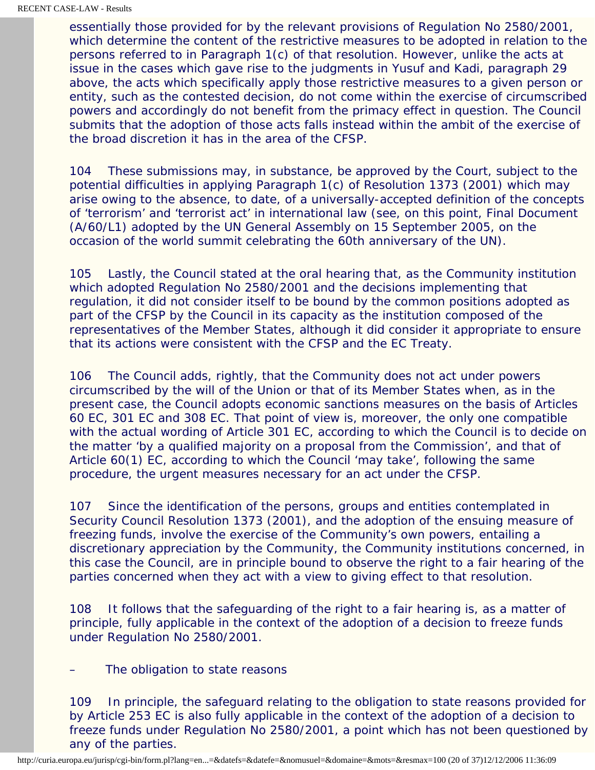essentially those provided for by the relevant provisions of Regulation No 2580/2001, which determine the content of the restrictive measures to be adopted in relation to the persons referred to in Paragraph 1(c) of that resolution. However, unlike the acts at issue in the cases which gave rise to the judgments in Yusuf and Kadi, paragraph 29 above, the acts which specifically apply those restrictive measures to a given person or entity, such as the contested decision, do not come within the exercise of circumscribed powers and accordingly do not benefit from the primacy effect in question. The Council submits that the adoption of those acts falls instead within the ambit of the exercise of the broad discretion it has in the area of the CFSP.

104 These submissions may, in substance, be approved by the Court, subject to the potential difficulties in applying Paragraph 1(c) of Resolution 1373 (2001) which may arise owing to the absence, to date, of a universally-accepted definition of the concepts of 'terrorism' and 'terrorist act' in international law (see, on this point, Final Document (A/60/L1) adopted by the UN General Assembly on 15 September 2005, on the occasion of the world summit celebrating the 60th anniversary of the UN).

105 Lastly, the Council stated at the oral hearing that, as the Community institution which adopted Regulation No 2580/2001 and the decisions implementing that regulation, it did not consider itself to be bound by the common positions adopted as part of the CFSP by the Council in its capacity as the institution composed of the representatives of the Member States, although it did consider it appropriate to ensure that its actions were consistent with the CFSP and the EC Treaty.

106 The Council adds, rightly, that the Community does not act under powers circumscribed by the will of the Union or that of its Member States when, as in the present case, the Council adopts economic sanctions measures on the basis of Articles 60 EC, 301 EC and 308 EC. That point of view is, moreover, the only one compatible with the actual wording of Article 301 EC, according to which the Council is to decide on the matter 'by a qualified majority on a proposal from the Commission', and that of Article 60(1) EC, according to which the Council 'may take', following the same procedure, the urgent measures necessary for an act under the CFSP.

107 Since the identification of the persons, groups and entities contemplated in Security Council Resolution 1373 (2001), and the adoption of the ensuing measure of freezing funds, involve the exercise of the Community's own powers, entailing a discretionary appreciation by the Community, the Community institutions concerned, in this case the Council, are in principle bound to observe the right to a fair hearing of the parties concerned when they act with a view to giving effect to that resolution.

108 It follows that the safeguarding of the right to a fair hearing is, as a matter of principle, fully applicable in the context of the adoption of a decision to freeze funds under Regulation No 2580/2001.

– The obligation to state reasons

109 In principle, the safeguard relating to the obligation to state reasons provided for by Article 253 EC is also fully applicable in the context of the adoption of a decision to freeze funds under Regulation No 2580/2001, a point which has not been questioned by any of the parties.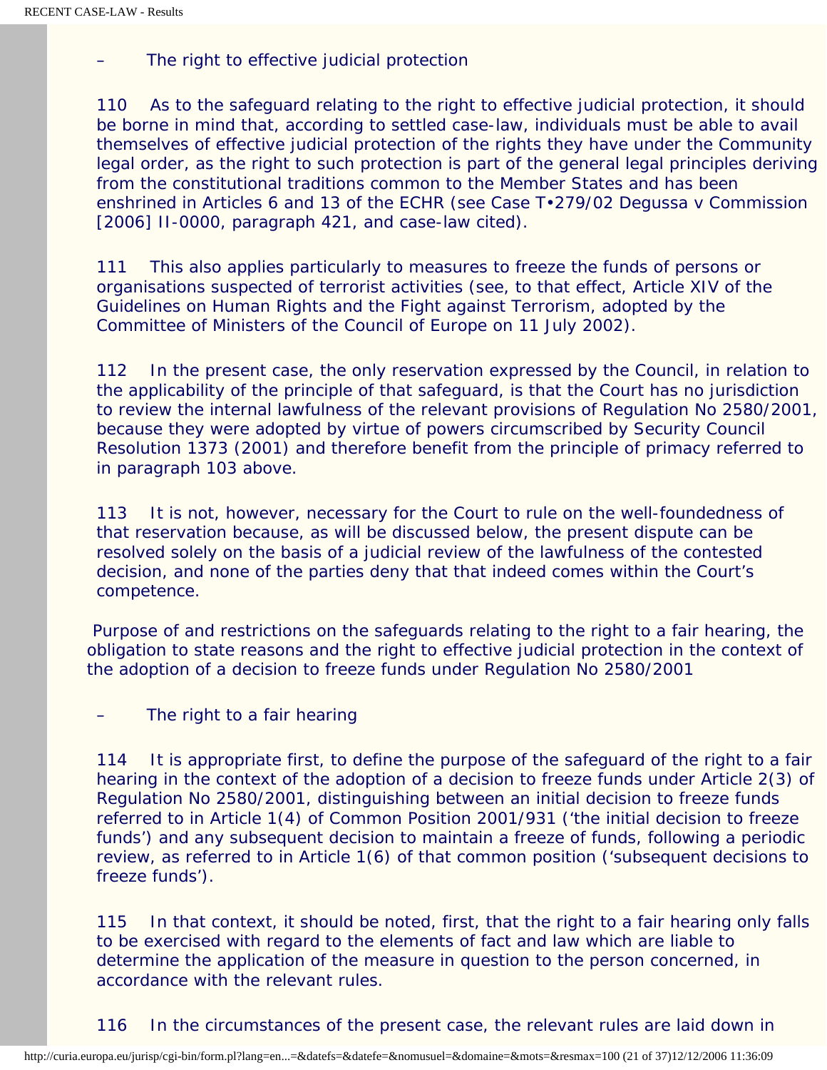– The right to effective judicial protection

110 As to the safeguard relating to the right to effective judicial protection, it should be borne in mind that, according to settled case-law, individuals must be able to avail themselves of effective judicial protection of the rights they have under the Community legal order, as the right to such protection is part of the general legal principles deriving from the constitutional traditions common to the Member States and has been enshrined in Articles 6 and 13 of the ECHR (see Case T•279/02 Degussa v Commission [2006] II-0000, paragraph 421, and case-law cited).

111 This also applies particularly to measures to freeze the funds of persons or organisations suspected of terrorist activities (see, to that effect, Article XIV of the Guidelines on Human Rights and the Fight against Terrorism, adopted by the Committee of Ministers of the Council of Europe on 11 July 2002).

112 In the present case, the only reservation expressed by the Council, in relation to the applicability of the principle of that safeguard, is that the Court has no jurisdiction to review the internal lawfulness of the relevant provisions of Regulation No 2580/2001, because they were adopted by virtue of powers circumscribed by Security Council Resolution 1373 (2001) and therefore benefit from the principle of primacy referred to in paragraph 103 above.

113 It is not, however, necessary for the Court to rule on the well-foundedness of that reservation because, as will be discussed below, the present dispute can be resolved solely on the basis of a judicial review of the lawfulness of the contested decision, and none of the parties deny that that indeed comes within the Court's competence.

Purpose of and restrictions on the safeguards relating to the right to a fair hearing, the obligation to state reasons and the right to effective judicial protection in the context of the adoption of a decision to freeze funds under Regulation No 2580/2001

– The right to a fair hearing

114 It is appropriate first, to define the purpose of the safeguard of the right to a fair hearing in the context of the adoption of a decision to freeze funds under Article 2(3) of Regulation No 2580/2001, distinguishing between an initial decision to freeze funds referred to in Article 1(4) of Common Position 2001/931 ('the initial decision to freeze funds') and any subsequent decision to maintain a freeze of funds, following a periodic review, as referred to in Article 1(6) of that common position ('subsequent decisions to freeze funds').

115 In that context, it should be noted, first, that the right to a fair hearing only falls to be exercised with regard to the elements of fact and law which are liable to determine the application of the measure in question to the person concerned, in accordance with the relevant rules.

116 In the circumstances of the present case, the relevant rules are laid down in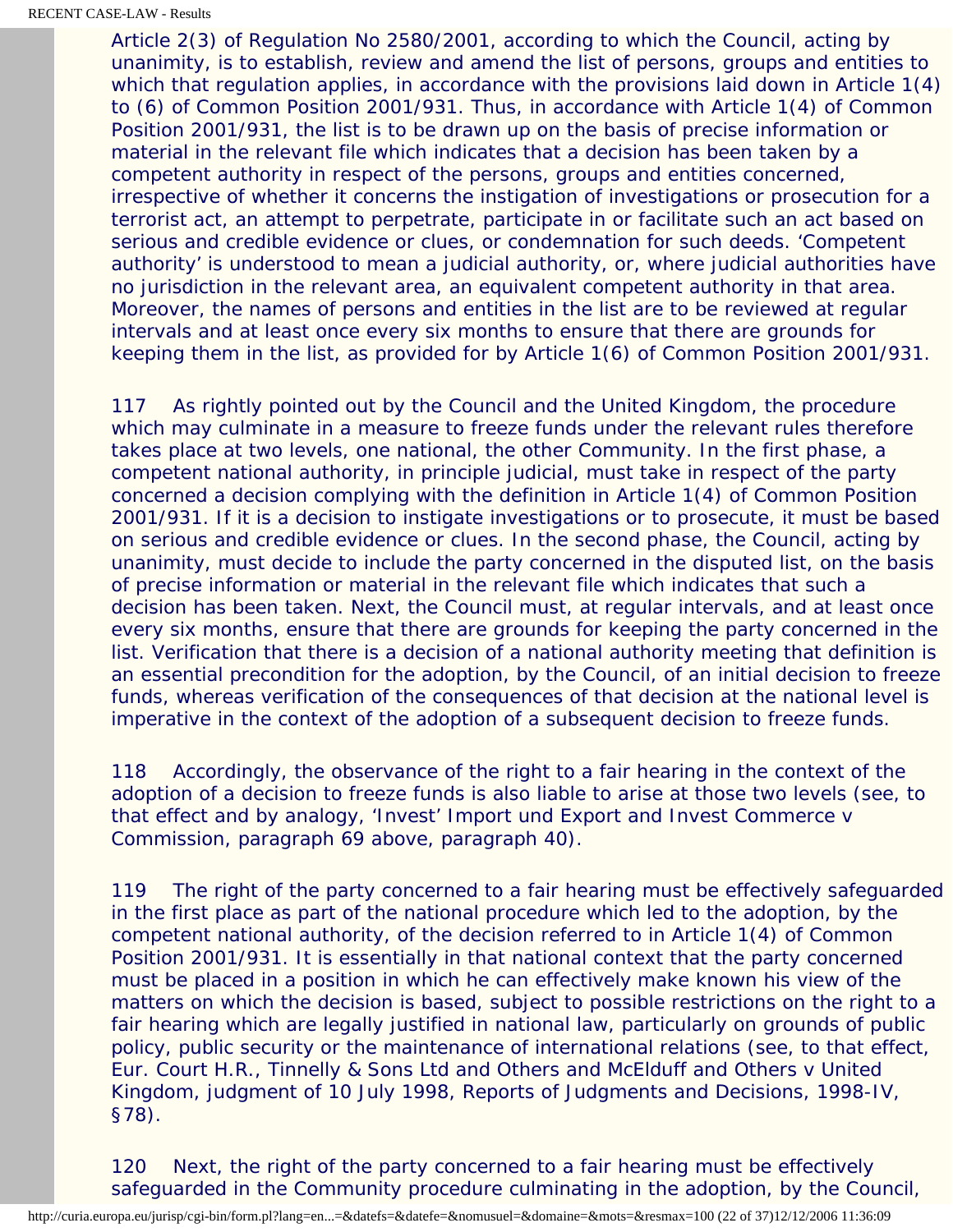Article 2(3) of Regulation No 2580/2001, according to which the Council, acting by unanimity, is to establish, review and amend the list of persons, groups and entities to which that regulation applies, in accordance with the provisions laid down in Article 1(4) to (6) of Common Position 2001/931. Thus, in accordance with Article 1(4) of Common Position 2001/931, the list is to be drawn up on the basis of precise information or material in the relevant file which indicates that a decision has been taken by a competent authority in respect of the persons, groups and entities concerned, irrespective of whether it concerns the instigation of investigations or prosecution for a terrorist act, an attempt to perpetrate, participate in or facilitate such an act based on serious and credible evidence or clues, or condemnation for such deeds. 'Competent authority' is understood to mean a judicial authority, or, where judicial authorities have no jurisdiction in the relevant area, an equivalent competent authority in that area. Moreover, the names of persons and entities in the list are to be reviewed at regular intervals and at least once every six months to ensure that there are grounds for keeping them in the list, as provided for by Article 1(6) of Common Position 2001/931.

117 As rightly pointed out by the Council and the United Kingdom, the procedure which may culminate in a measure to freeze funds under the relevant rules therefore takes place at two levels, one national, the other Community. In the first phase, a competent national authority, in principle judicial, must take in respect of the party concerned a decision complying with the definition in Article 1(4) of Common Position 2001/931. If it is a decision to instigate investigations or to prosecute, it must be based on serious and credible evidence or clues. In the second phase, the Council, acting by unanimity, must decide to include the party concerned in the disputed list, on the basis of precise information or material in the relevant file which indicates that such a decision has been taken. Next, the Council must, at regular intervals, and at least once every six months, ensure that there are grounds for keeping the party concerned in the list. Verification that there is a decision of a national authority meeting that definition is an essential precondition for the adoption, by the Council, of an initial decision to freeze funds, whereas verification of the consequences of that decision at the national level is imperative in the context of the adoption of a subsequent decision to freeze funds.

118 Accordingly, the observance of the right to a fair hearing in the context of the adoption of a decision to freeze funds is also liable to arise at those two levels (see, to that effect and by analogy, 'Invest' Import und Export and Invest Commerce v Commission, paragraph 69 above, paragraph 40).

119 The right of the party concerned to a fair hearing must be effectively safeguarded in the first place as part of the national procedure which led to the adoption, by the competent national authority, of the decision referred to in Article 1(4) of Common Position 2001/931. It is essentially in that national context that the party concerned must be placed in a position in which he can effectively make known his view of the matters on which the decision is based, subject to possible restrictions on the right to a fair hearing which are legally justified in national law, particularly on grounds of public policy, public security or the maintenance of international relations (see, to that effect, Eur. Court H.R., Tinnelly & Sons Ltd and Others and McElduff and Others v United Kingdom, judgment of 10 July 1998, Reports of Judgments and Decisions, 1998-IV, §78).

120 Next, the right of the party concerned to a fair hearing must be effectively safeguarded in the Community procedure culminating in the adoption, by the Council,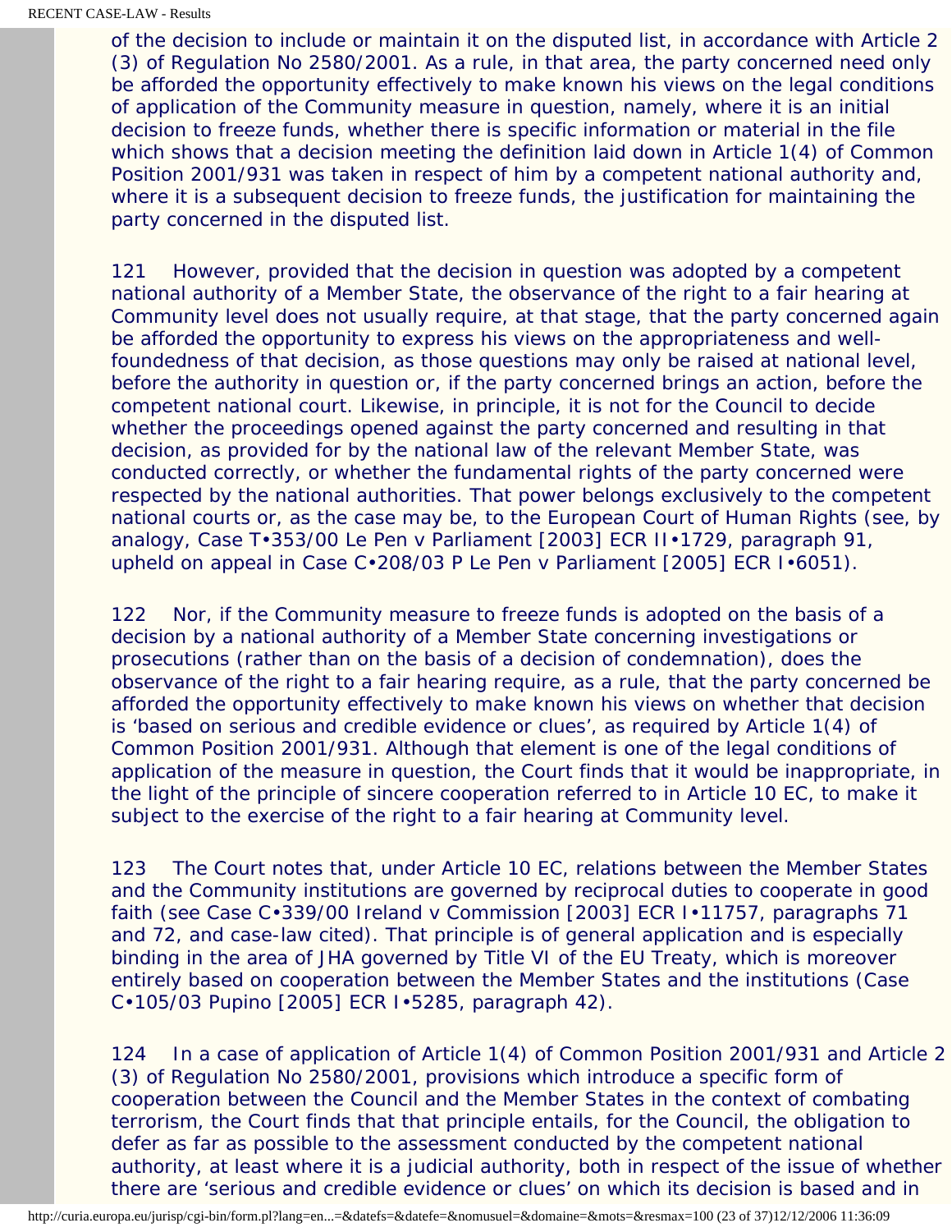of the decision to include or maintain it on the disputed list, in accordance with Article 2 (3) of Regulation No 2580/2001. As a rule, in that area, the party concerned need only be afforded the opportunity effectively to make known his views on the legal conditions of application of the Community measure in question, namely, where it is an initial decision to freeze funds, whether there is specific information or material in the file which shows that a decision meeting the definition laid down in Article 1(4) of Common Position 2001/931 was taken in respect of him by a competent national authority and, where it is a subsequent decision to freeze funds, the justification for maintaining the party concerned in the disputed list.

121 However, provided that the decision in question was adopted by a competent national authority of a Member State, the observance of the right to a fair hearing at Community level does not usually require, at that stage, that the party concerned again be afforded the opportunity to express his views on the appropriateness and well-foundedness of that decision, as those questions may only be raised at national level, before the authority in question or, if the party concerned brings an action, before the competent national court. Likewise, in principle, it is not for the Council to decide whether the proceedings opened against the party concerned and resulting in that decision, as provided for by the national law of the relevant Member State, was conducted correctly, or whether the fundamental rights of the party concerned were respected by the national authorities. That power belongs exclusively to the competent national courts or, as the case may be, to the European Court of Human Rights (see, by analogy, Case T•353/00 Le Pen v Parliament [2003] ECR II•1729, paragraph 91, upheld on appeal in Case C•208/03 P Le Pen v Parliament [2005] ECR I•6051).

122 Nor, if the Community measure to freeze funds is adopted on the basis of a decision by a national authority of a Member State concerning investigations or prosecutions (rather than on the basis of a decision of condemnation), does the observance of the right to a fair hearing require, as a rule, that the party concerned be afforded the opportunity effectively to make known his views on whether that decision is 'based on serious and credible evidence or clues', as required by Article 1(4) of Common Position 2001/931. Although that element is one of the legal conditions of application of the measure in question, the Court finds that it would be inappropriate, in the light of the principle of sincere cooperation referred to in Article 10 EC, to make it subject to the exercise of the right to a fair hearing at Community level.

123 The Court notes that, under Article 10 EC, relations between the Member States and the Community institutions are governed by reciprocal duties to cooperate in good faith (see Case C•339/00 Ireland v Commission [2003] ECR I•11757, paragraphs 71 and 72, and case-law cited). That principle is of general application and is especially binding in the area of JHA governed by Title VI of the EU Treaty, which is moreover entirely based on cooperation between the Member States and the institutions (Case C•105/03 Pupino [2005] ECR I•5285, paragraph 42).

124 In a case of application of Article 1(4) of Common Position 2001/931 and Article 2 (3) of Regulation No 2580/2001, provisions which introduce a specific form of cooperation between the Council and the Member States in the context of combating terrorism, the Court finds that that principle entails, for the Council, the obligation to defer as far as possible to the assessment conducted by the competent national authority, at least where it is a judicial authority, both in respect of the issue of whether there are 'serious and credible evidence or clues' on which its decision is based and in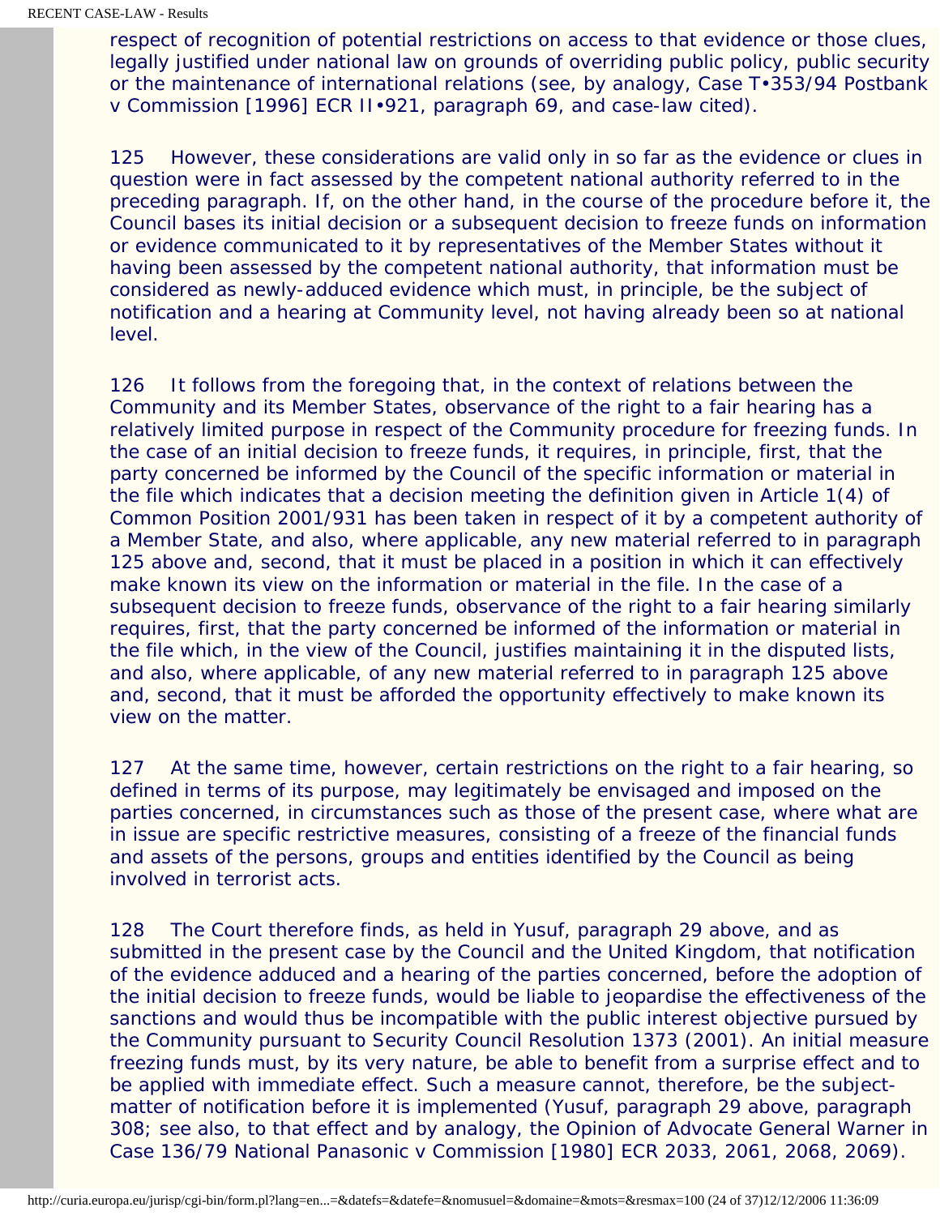respect of recognition of potential restrictions on access to that evidence or those clues, legally justified under national law on grounds of overriding public policy, public security or the maintenance of international relations (see, by analogy, Case T•353/94 Postbank v Commission [1996] ECR II•921, paragraph 69, and case-law cited).

125 However, these considerations are valid only in so far as the evidence or clues in question were in fact assessed by the competent national authority referred to in the preceding paragraph. If, on the other hand, in the course of the procedure before it, the Council bases its initial decision or a subsequent decision to freeze funds on information or evidence communicated to it by representatives of the Member States without it having been assessed by the competent national authority, that information must be considered as newly-adduced evidence which must, in principle, be the subject of notification and a hearing at Community level, not having already been so at national level.

126 It follows from the foregoing that, in the context of relations between the Community and its Member States, observance of the right to a fair hearing has a relatively limited purpose in respect of the Community procedure for freezing funds. In the case of an initial decision to freeze funds, it requires, in principle, first, that the party concerned be informed by the Council of the specific information or material in the file which indicates that a decision meeting the definition given in Article 1(4) of Common Position 2001/931 has been taken in respect of it by a competent authority of a Member State, and also, where applicable, any new material referred to in paragraph 125 above and, second, that it must be placed in a position in which it can effectively make known its view on the information or material in the file. In the case of a subsequent decision to freeze funds, observance of the right to a fair hearing similarly requires, first, that the party concerned be informed of the information or material in the file which, in the view of the Council, justifies maintaining it in the disputed lists, and also, where applicable, of any new material referred to in paragraph 125 above and, second, that it must be afforded the opportunity effectively to make known its view on the matter.

127 At the same time, however, certain restrictions on the right to a fair hearing, so defined in terms of its purpose, may legitimately be envisaged and imposed on the parties concerned, in circumstances such as those of the present case, where what are in issue are specific restrictive measures, consisting of a freeze of the financial funds and assets of the persons, groups and entities identified by the Council as being involved in terrorist acts.

128 The Court therefore finds, as held in Yusuf, paragraph 29 above, and as submitted in the present case by the Council and the United Kingdom, that notification of the evidence adduced and a hearing of the parties concerned, before the adoption of the initial decision to freeze funds, would be liable to jeopardise the effectiveness of the sanctions and would thus be incompatible with the public interest objective pursued by the Community pursuant to Security Council Resolution 1373 (2001). An initial measure freezing funds must, by its very nature, be able to benefit from a surprise effect and to be applied with immediate effect. Such a measure cannot, therefore, be the subject-matter of notification before it is implemented (Yusuf, paragraph 29 above, paragraph 308; see also, to that effect and by analogy, the Opinion of Advocate General Warner in Case 136/79 National Panasonic v Commission [1980] ECR 2033, 2061, 2068, 2069).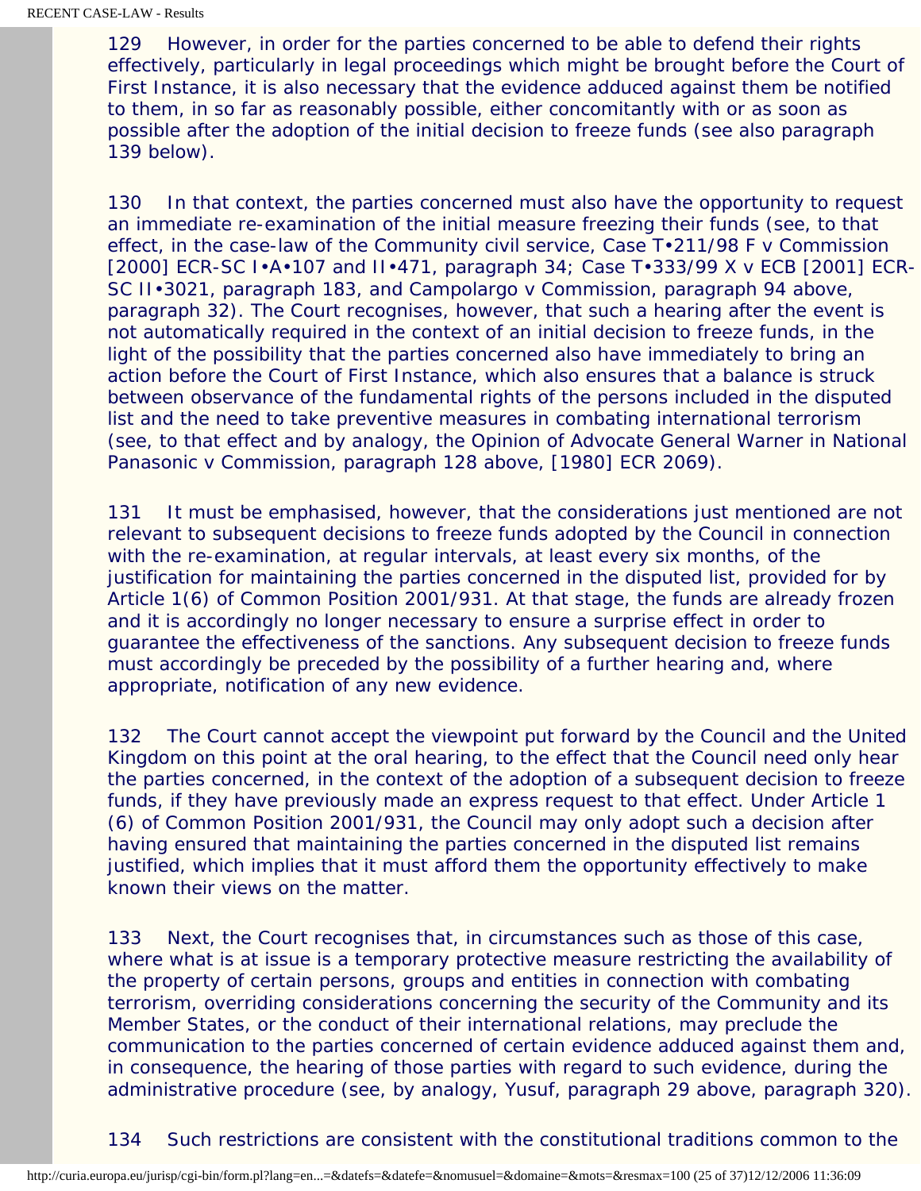129 However, in order for the parties concerned to be able to defend their rights effectively, particularly in legal proceedings which might be brought before the Court of First Instance, it is also necessary that the evidence adduced against them be notified to them, in so far as reasonably possible, either concomitantly with or as soon as possible after the adoption of the initial decision to freeze funds (see also paragraph 139 below).

130 In that context, the parties concerned must also have the opportunity to request an immediate re-examination of the initial measure freezing their funds (see, to that effect, in the case-law of the Community civil service, Case T•211/98 F v Commission [2000] ECR-SC I•A•107 and II•471, paragraph 34; Case T•333/99 X v ECB [2001] ECR-SC II•3021, paragraph 183, and Campolargo v Commission, paragraph 94 above, paragraph 32). The Court recognises, however, that such a hearing after the event is not automatically required in the context of an initial decision to freeze funds, in the light of the possibility that the parties concerned also have immediately to bring an action before the Court of First Instance, which also ensures that a balance is struck between observance of the fundamental rights of the persons included in the disputed list and the need to take preventive measures in combating international terrorism (see, to that effect and by analogy, the Opinion of Advocate General Warner in National Panasonic v Commission, paragraph 128 above, [1980] ECR 2069).

131 It must be emphasised, however, that the considerations just mentioned are not relevant to subsequent decisions to freeze funds adopted by the Council in connection with the re-examination, at regular intervals, at least every six months, of the justification for maintaining the parties concerned in the disputed list, provided for by Article 1(6) of Common Position 2001/931. At that stage, the funds are already frozen and it is accordingly no longer necessary to ensure a surprise effect in order to guarantee the effectiveness of the sanctions. Any subsequent decision to freeze funds must accordingly be preceded by the possibility of a further hearing and, where appropriate, notification of any new evidence.

132 The Court cannot accept the viewpoint put forward by the Council and the United Kingdom on this point at the oral hearing, to the effect that the Council need only hear the parties concerned, in the context of the adoption of a subsequent decision to freeze funds, if they have previously made an express request to that effect. Under Article 1 (6) of Common Position 2001/931, the Council may only adopt such a decision after having ensured that maintaining the parties concerned in the disputed list remains justified, which implies that it must afford them the opportunity effectively to make known their views on the matter.

133 Next, the Court recognises that, in circumstances such as those of this case, where what is at issue is a temporary protective measure restricting the availability of the property of certain persons, groups and entities in connection with combating terrorism, overriding considerations concerning the security of the Community and its Member States, or the conduct of their international relations, may preclude the communication to the parties concerned of certain evidence adduced against them and, in consequence, the hearing of those parties with regard to such evidence, during the administrative procedure (see, by analogy, Yusuf, paragraph 29 above, paragraph 320).

134 Such restrictions are consistent with the constitutional traditions common to the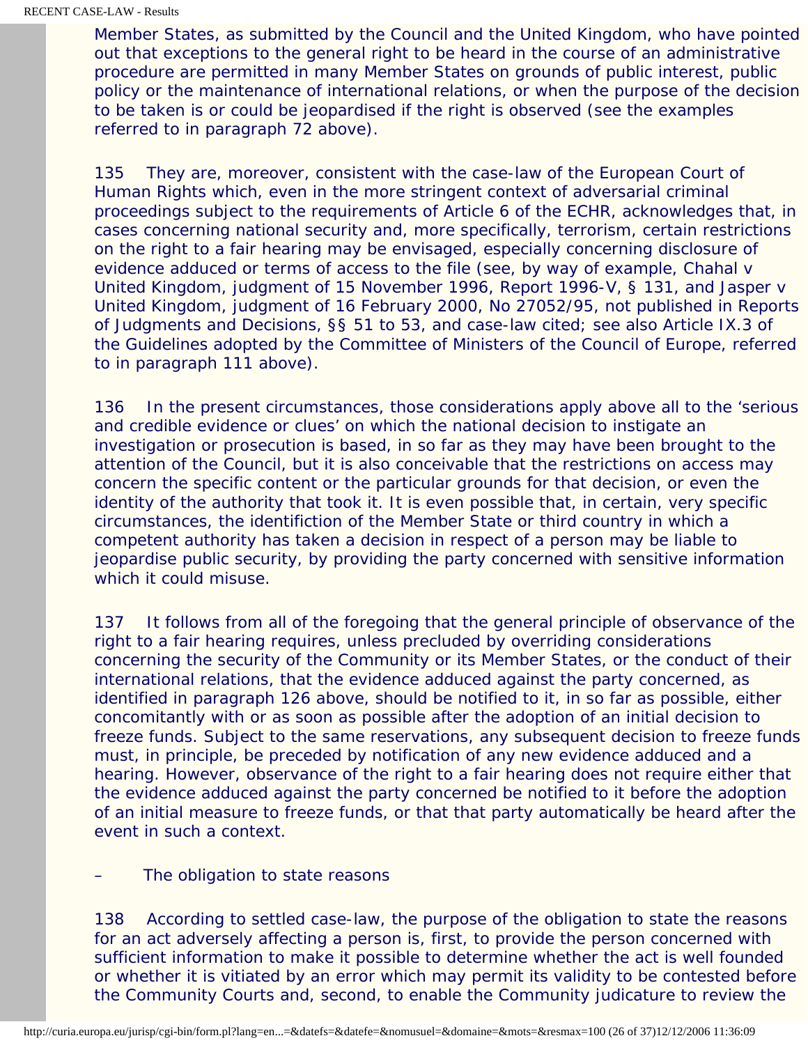Member States, as submitted by the Council and the United Kingdom, who have pointed out that exceptions to the general right to be heard in the course of an administrative procedure are permitted in many Member States on grounds of public interest, public policy or the maintenance of international relations, or when the purpose of the decision to be taken is or could be jeopardised if the right is observed (see the examples referred to in paragraph 72 above).

135 They are, moreover, consistent with the case-law of the European Court of Human Rights which, even in the more stringent context of adversarial criminal proceedings subject to the requirements of Article 6 of the ECHR, acknowledges that, in cases concerning national security and, more specifically, terrorism, certain restrictions on the right to a fair hearing may be envisaged, especially concerning disclosure of evidence adduced or terms of access to the file (see, by way of example, Chahal v United Kingdom, judgment of 15 November 1996, Report 1996-V, § 131, and Jasper v United Kingdom, judgment of 16 February 2000, No 27052/95, not published in Reports of Judgments and Decisions, §§ 51 to 53, and case-law cited; see also Article IX.3 of the Guidelines adopted by the Committee of Ministers of the Council of Europe, referred to in paragraph 111 above).

136 In the present circumstances, those considerations apply above all to the 'serious and credible evidence or clues' on which the national decision to instigate an investigation or prosecution is based, in so far as they may have been brought to the attention of the Council, but it is also conceivable that the restrictions on access may concern the specific content or the particular grounds for that decision, or even the identity of the authority that took it. It is even possible that, in certain, very specific circumstances, the identifiction of the Member State or third country in which a competent authority has taken a decision in respect of a person may be liable to jeopardise public security, by providing the party concerned with sensitive information which it could misuse.

137 It follows from all of the foregoing that the general principle of observance of the right to a fair hearing requires, unless precluded by overriding considerations concerning the security of the Community or its Member States, or the conduct of their international relations, that the evidence adduced against the party concerned, as identified in paragraph 126 above, should be notified to it, in so far as possible, either concomitantly with or as soon as possible after the adoption of an initial decision to freeze funds. Subject to the same reservations, any subsequent decision to freeze funds must, in principle, be preceded by notification of any new evidence adduced and a hearing. However, observance of the right to a fair hearing does not require either that the evidence adduced against the party concerned be notified to it before the adoption of an initial measure to freeze funds, or that that party automatically be heard after the event in such a context.

– The obligation to state reasons

138 According to settled case-law, the purpose of the obligation to state the reasons for an act adversely affecting a person is, first, to provide the person concerned with sufficient information to make it possible to determine whether the act is well founded or whether it is vitiated by an error which may permit its validity to be contested before the Community Courts and, second, to enable the Community judicature to review the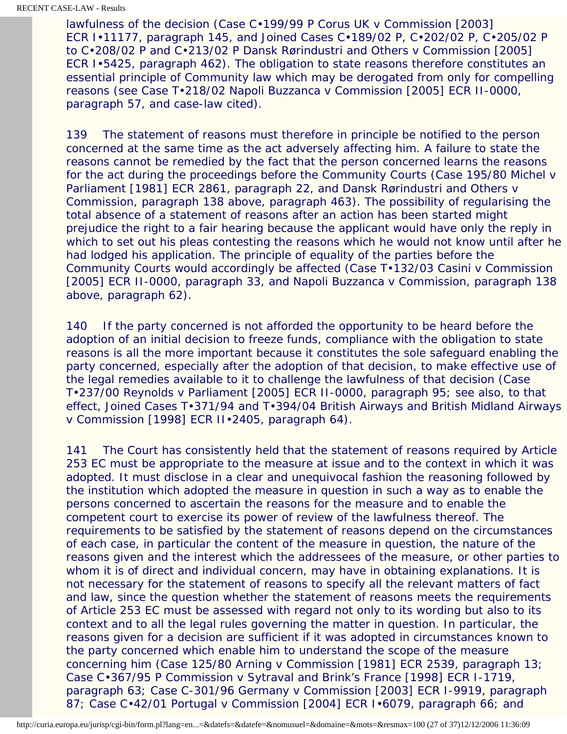lawfulness of the decision (Case C•199/99 P Corus UK v Commission [2003] ECR I•11177, paragraph 145, and Joined Cases C•189/02 P, C•202/02 P, C•205/02 P to C•208/02 P and C•213/02 P Dansk Rørindustri and Others v Commission [2005] ECR I•5425, paragraph 462). The obligation to state reasons therefore constitutes an essential principle of Community law which may be derogated from only for compelling reasons (see Case T•218/02 Napoli Buzzanca v Commission [2005] ECR II-0000, paragraph 57, and case-law cited).

139 The statement of reasons must therefore in principle be notified to the person concerned at the same time as the act adversely affecting him. A failure to state the reasons cannot be remedied by the fact that the person concerned learns the reasons for the act during the proceedings before the Community Courts (Case 195/80 Michel v Parliament [1981] ECR 2861, paragraph 22, and Dansk Rørindustri and Others v Commission, paragraph 138 above, paragraph 463). The possibility of regularising the total absence of a statement of reasons after an action has been started might prejudice the right to a fair hearing because the applicant would have only the reply in which to set out his pleas contesting the reasons which he would not know until after he had lodged his application. The principle of equality of the parties before the Community Courts would accordingly be affected (Case T•132/03 Casini v Commission [2005] ECR II-0000, paragraph 33, and Napoli Buzzanca v Commission, paragraph 138 above, paragraph 62).

140 If the party concerned is not afforded the opportunity to be heard before the adoption of an initial decision to freeze funds, compliance with the obligation to state reasons is all the more important because it constitutes the sole safeguard enabling the party concerned, especially after the adoption of that decision, to make effective use of the legal remedies available to it to challenge the lawfulness of that decision (Case T•237/00 Reynolds v Parliament [2005] ECR II-0000, paragraph 95; see also, to that effect, Joined Cases T•371/94 and T•394/04 British Airways and British Midland Airways v Commission [1998] ECR II•2405, paragraph 64).

141 The Court has consistently held that the statement of reasons required by Article 253 EC must be appropriate to the measure at issue and to the context in which it was adopted. It must disclose in a clear and unequivocal fashion the reasoning followed by the institution which adopted the measure in question in such a way as to enable the persons concerned to ascertain the reasons for the measure and to enable the competent court to exercise its power of review of the lawfulness thereof. The requirements to be satisfied by the statement of reasons depend on the circumstances of each case, in particular the content of the measure in question, the nature of the reasons given and the interest which the addressees of the measure, or other parties to whom it is of direct and individual concern, may have in obtaining explanations. It is not necessary for the statement of reasons to specify all the relevant matters of fact and law, since the question whether the statement of reasons meets the requirements of Article 253 EC must be assessed with regard not only to its wording but also to its context and to all the legal rules governing the matter in question. In particular, the reasons given for a decision are sufficient if it was adopted in circumstances known to the party concerned which enable him to understand the scope of the measure concerning him (Case 125/80 Arning v Commission [1981] ECR 2539, paragraph 13; Case C•367/95 P Commission v Sytraval and Brink's France [1998] ECR I-1719, paragraph 63; Case C-301/96 Germany v Commission [2003] ECR I-9919, paragraph 87; Case C•42/01 Portugal v Commission [2004] ECR I•6079, paragraph 66; and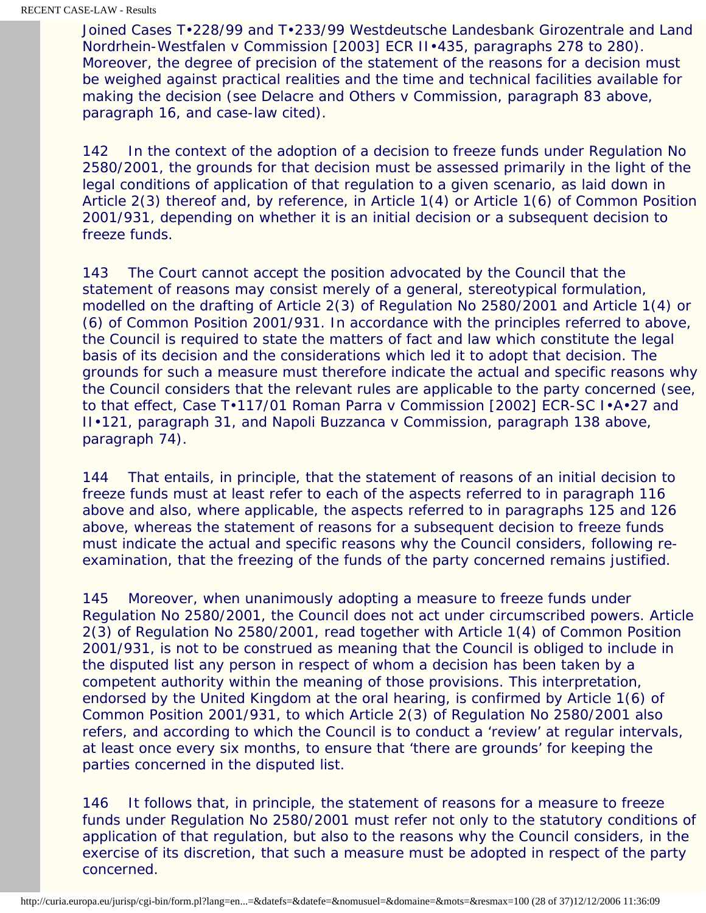Joined Cases T‑228/99 and T‑233/99 Westdeutsche Landesbank Girozentrale and Land Nordrhein-Westfalen v Commission [2003] ECR II‑435, paragraphs 278 to 280). Moreover, the degree of precision of the statement of the reasons for a decision must be weighed against practical realities and the time and technical facilities available for making the decision (see Delacre and Others v Commission, paragraph 83 above, paragraph 16, and case-law cited).

142 In the context of the adoption of a decision to freeze funds under Regulation No 2580/2001, the grounds for that decision must be assessed primarily in the light of the legal conditions of application of that regulation to a given scenario, as laid down in Article 2(3) thereof and, by reference, in Article 1(4) or Article 1(6) of Common Position 2001/931, depending on whether it is an initial decision or a subsequent decision to freeze funds.

143 The Court cannot accept the position advocated by the Council that the statement of reasons may consist merely of a general, stereotypical formulation, modelled on the drafting of Article 2(3) of Regulation No 2580/2001 and Article 1(4) or (6) of Common Position 2001/931. In accordance with the principles referred to above, the Council is required to state the matters of fact and law which constitute the legal basis of its decision and the considerations which led it to adopt that decision. The grounds for such a measure must therefore indicate the actual and specific reasons why the Council considers that the relevant rules are applicable to the party concerned (see, to that effect, Case T‑117/01 Roman Parra v Commission [2002] ECR-SC I‑A‑27 and II‑121, paragraph 31, and Napoli Buzzanca v Commission, paragraph 138 above, paragraph 74).

144 That entails, in principle, that the statement of reasons of an initial decision to freeze funds must at least refer to each of the aspects referred to in paragraph 116 above and also, where applicable, the aspects referred to in paragraphs 125 and 126 above, whereas the statement of reasons for a subsequent decision to freeze funds must indicate the actual and specific reasons why the Council considers, following re-examination, that the freezing of the funds of the party concerned remains justified.

145 Moreover, when unanimously adopting a measure to freeze funds under Regulation No 2580/2001, the Council does not act under circumscribed powers. Article 2(3) of Regulation No 2580/2001, read together with Article 1(4) of Common Position 2001/931, is not to be construed as meaning that the Council is obliged to include in the disputed list any person in respect of whom a decision has been taken by a competent authority within the meaning of those provisions. This interpretation, endorsed by the United Kingdom at the oral hearing, is confirmed by Article 1(6) of Common Position 2001/931, to which Article 2(3) of Regulation No 2580/2001 also refers, and according to which the Council is to conduct a 'review' at regular intervals, at least once every six months, to ensure that 'there are grounds' for keeping the parties concerned in the disputed list.

146 It follows that, in principle, the statement of reasons for a measure to freeze funds under Regulation No 2580/2001 must refer not only to the statutory conditions of application of that regulation, but also to the reasons why the Council considers, in the exercise of its discretion, that such a measure must be adopted in respect of the party concerned.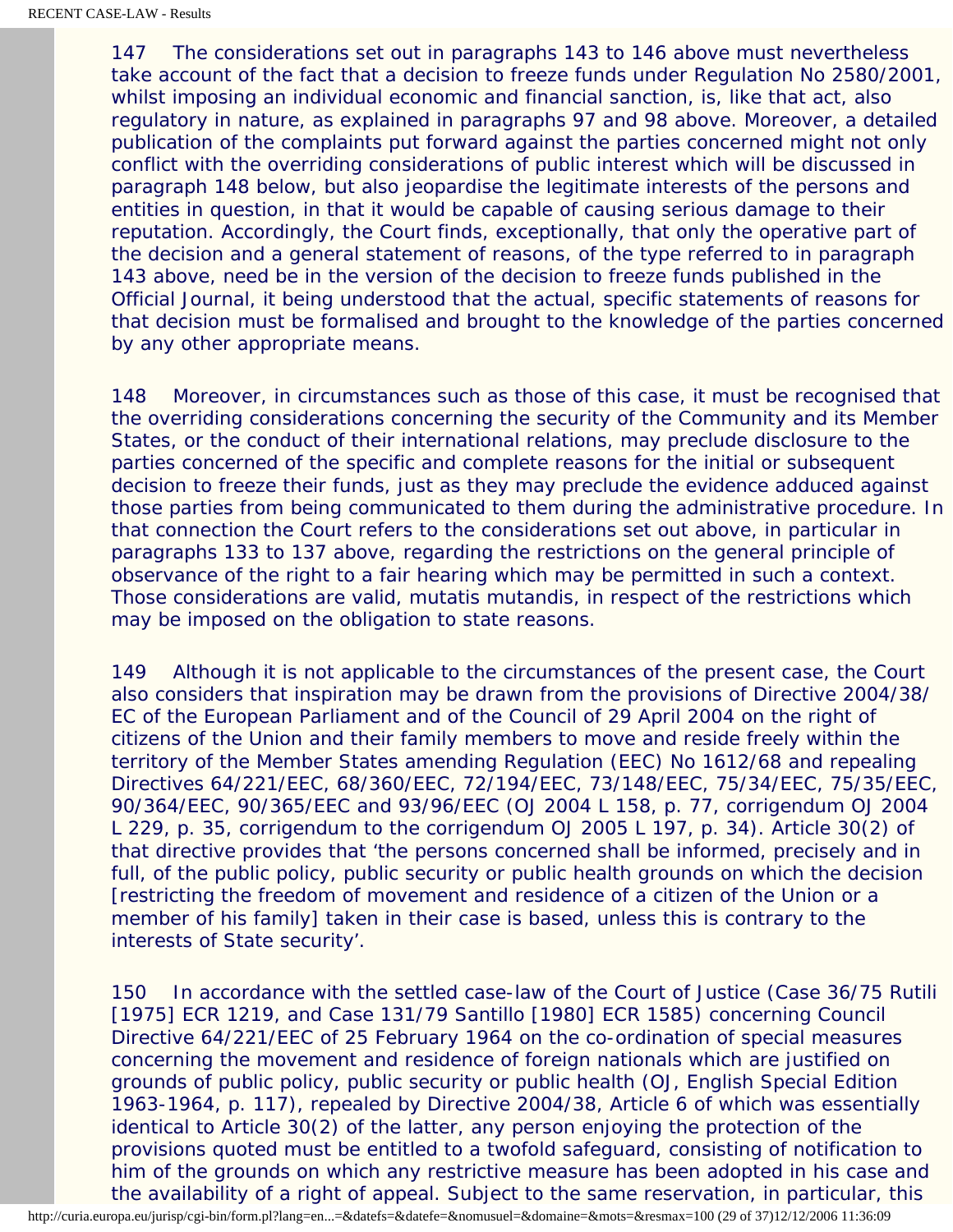147 The considerations set out in paragraphs 143 to 146 above must nevertheless take account of the fact that a decision to freeze funds under Regulation No 2580/2001, whilst imposing an individual economic and financial sanction, is, like that act, also regulatory in nature, as explained in paragraphs 97 and 98 above. Moreover, a detailed publication of the complaints put forward against the parties concerned might not only conflict with the overriding considerations of public interest which will be discussed in paragraph 148 below, but also jeopardise the legitimate interests of the persons and entities in question, in that it would be capable of causing serious damage to their reputation. Accordingly, the Court finds, exceptionally, that only the operative part of the decision and a general statement of reasons, of the type referred to in paragraph 143 above, need be in the version of the decision to freeze funds published in the Official Journal, it being understood that the actual, specific statements of reasons for that decision must be formalised and brought to the knowledge of the parties concerned by any other appropriate means.

148 Moreover, in circumstances such as those of this case, it must be recognised that the overriding considerations concerning the security of the Community and its Member States, or the conduct of their international relations, may preclude disclosure to the parties concerned of the specific and complete reasons for the initial or subsequent decision to freeze their funds, just as they may preclude the evidence adduced against those parties from being communicated to them during the administrative procedure. In that connection the Court refers to the considerations set out above, in particular in paragraphs 133 to 137 above, regarding the restrictions on the general principle of observance of the right to a fair hearing which may be permitted in such a context. Those considerations are valid, mutatis mutandis, in respect of the restrictions which may be imposed on the obligation to state reasons.

149 Although it is not applicable to the circumstances of the present case, the Court also considers that inspiration may be drawn from the provisions of Directive 2004/38/EC of the European Parliament and of the Council of 29 April 2004 on the right of citizens of the Union and their family members to move and reside freely within the territory of the Member States amending Regulation (EEC) No 1612/68 and repealing Directives 64/221/EEC, 68/360/EEC, 72/194/EEC, 73/148/EEC, 75/34/EEC, 75/35/EEC, 90/364/EEC, 90/365/EEC and 93/96/EEC (OJ 2004 L 158, p. 77, corrigendum OJ 2004 L 229, p. 35, corrigendum to the corrigendum OJ 2005 L 197, p. 34). Article 30(2) of that directive provides that 'the persons concerned shall be informed, precisely and in full, of the public policy, public security or public health grounds on which the decision [restricting the freedom of movement and residence of a citizen of the Union or a member of his family] taken in their case is based, unless this is contrary to the interests of State security'.

150 In accordance with the settled case-law of the Court of Justice (Case 36/75 Rutili [1975] ECR 1219, and Case 131/79 Santillo [1980] ECR 1585) concerning Council Directive 64/221/EEC of 25 February 1964 on the co-ordination of special measures concerning the movement and residence of foreign nationals which are justified on grounds of public policy, public security or public health (OJ, English Special Edition 1963-1964, p. 117), repealed by Directive 2004/38, Article 6 of which was essentially identical to Article 30(2) of the latter, any person enjoying the protection of the provisions quoted must be entitled to a twofold safeguard, consisting of notification to him of the grounds on which any restrictive measure has been adopted in his case and the availability of a right of appeal. Subject to the same reservation, in particular, this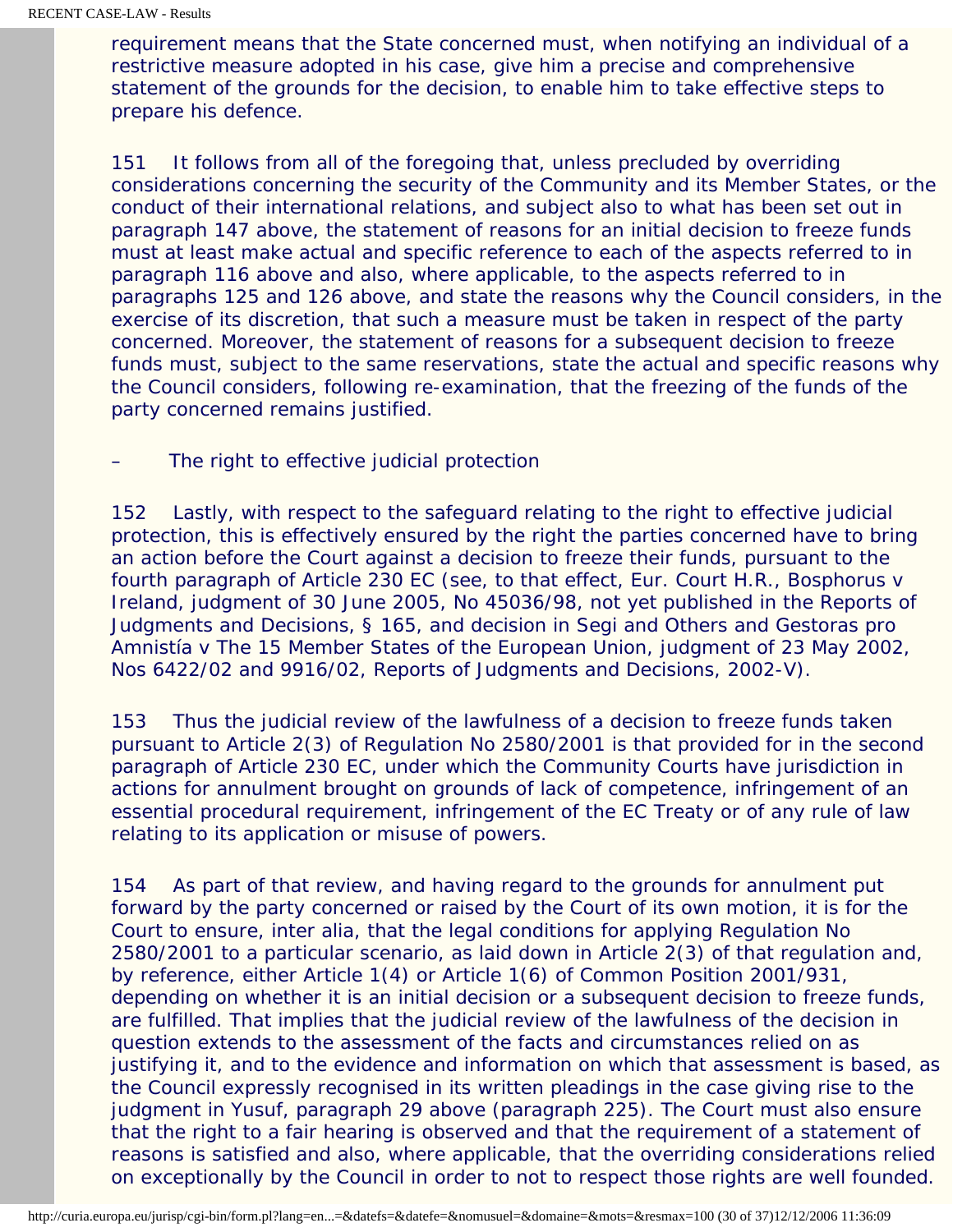requirement means that the State concerned must, when notifying an individual of a restrictive measure adopted in his case, give him a precise and comprehensive statement of the grounds for the decision, to enable him to take effective steps to prepare his defence.

151 It follows from all of the foregoing that, unless precluded by overriding considerations concerning the security of the Community and its Member States, or the conduct of their international relations, and subject also to what has been set out in paragraph 147 above, the statement of reasons for an initial decision to freeze funds must at least make actual and specific reference to each of the aspects referred to in paragraph 116 above and also, where applicable, to the aspects referred to in paragraphs 125 and 126 above, and state the reasons why the Council considers, in the exercise of its discretion, that such a measure must be taken in respect of the party concerned. Moreover, the statement of reasons for a subsequent decision to freeze funds must, subject to the same reservations, state the actual and specific reasons why the Council considers, following re-examination, that the freezing of the funds of the party concerned remains justified.

– The right to effective judicial protection

152 Lastly, with respect to the safeguard relating to the right to effective judicial protection, this is effectively ensured by the right the parties concerned have to bring an action before the Court against a decision to freeze their funds, pursuant to the fourth paragraph of Article 230 EC (see, to that effect, Eur. Court H.R., Bosphorus v Ireland, judgment of 30 June 2005, No 45036/98, not yet published in the Reports of Judgments and Decisions, § 165, and decision in Segi and Others and Gestoras pro Amnistía v The 15 Member States of the European Union, judgment of 23 May 2002, Nos 6422/02 and 9916/02, Reports of Judgments and Decisions, 2002-V).

153 Thus the judicial review of the lawfulness of a decision to freeze funds taken pursuant to Article 2(3) of Regulation No 2580/2001 is that provided for in the second paragraph of Article 230 EC, under which the Community Courts have jurisdiction in actions for annulment brought on grounds of lack of competence, infringement of an essential procedural requirement, infringement of the EC Treaty or of any rule of law relating to its application or misuse of powers.

154 As part of that review, and having regard to the grounds for annulment put forward by the party concerned or raised by the Court of its own motion, it is for the Court to ensure, inter alia, that the legal conditions for applying Regulation No 2580/2001 to a particular scenario, as laid down in Article 2(3) of that regulation and, by reference, either Article 1(4) or Article 1(6) of Common Position 2001/931, depending on whether it is an initial decision or a subsequent decision to freeze funds, are fulfilled. That implies that the judicial review of the lawfulness of the decision in question extends to the assessment of the facts and circumstances relied on as justifying it, and to the evidence and information on which that assessment is based, as the Council expressly recognised in its written pleadings in the case giving rise to the judgment in Yusuf, paragraph 29 above (paragraph 225). The Court must also ensure that the right to a fair hearing is observed and that the requirement of a statement of reasons is satisfied and also, where applicable, that the overriding considerations relied on exceptionally by the Council in order to not to respect those rights are well founded.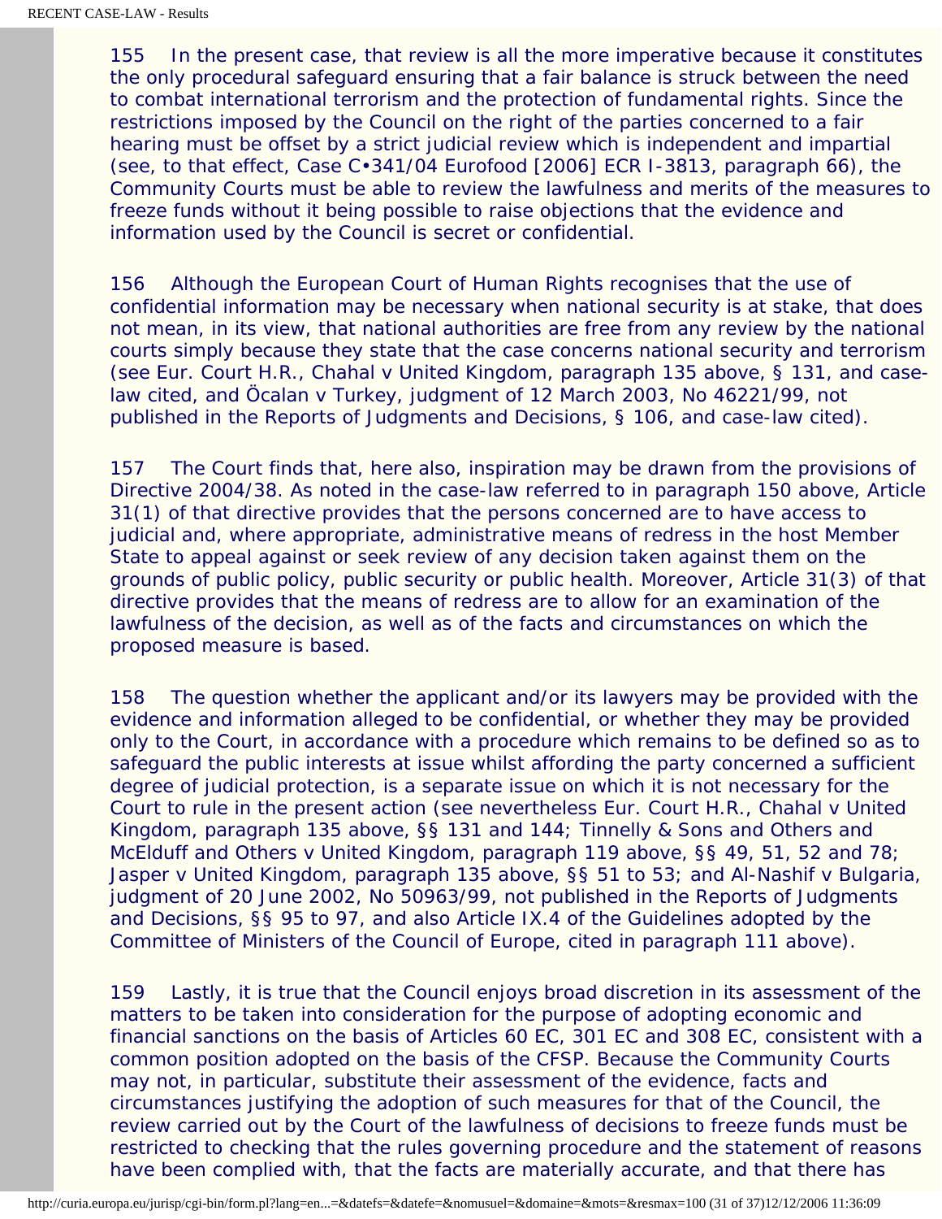155 In the present case, that review is all the more imperative because it constitutes the only procedural safeguard ensuring that a fair balance is struck between the need to combat international terrorism and the protection of fundamental rights. Since the restrictions imposed by the Council on the right of the parties concerned to a fair hearing must be offset by a strict judicial review which is independent and impartial (see, to that effect, Case C•341/04 Eurofood [2006] ECR I-3813, paragraph 66), the Community Courts must be able to review the lawfulness and merits of the measures to freeze funds without it being possible to raise objections that the evidence and information used by the Council is secret or confidential.

156 Although the European Court of Human Rights recognises that the use of confidential information may be necessary when national security is at stake, that does not mean, in its view, that national authorities are free from any review by the national courts simply because they state that the case concerns national security and terrorism (see Eur. Court H.R., Chahal v United Kingdom, paragraph 135 above, § 131, and case-law cited, and Öcalan v Turkey, judgment of 12 March 2003, No 46221/99, not published in the Reports of Judgments and Decisions, § 106, and case-law cited).

157 The Court finds that, here also, inspiration may be drawn from the provisions of Directive 2004/38. As noted in the case-law referred to in paragraph 150 above, Article 31(1) of that directive provides that the persons concerned are to have access to judicial and, where appropriate, administrative means of redress in the host Member State to appeal against or seek review of any decision taken against them on the grounds of public policy, public security or public health. Moreover, Article 31(3) of that directive provides that the means of redress are to allow for an examination of the lawfulness of the decision, as well as of the facts and circumstances on which the proposed measure is based.

158 The question whether the applicant and/or its lawyers may be provided with the evidence and information alleged to be confidential, or whether they may be provided only to the Court, in accordance with a procedure which remains to be defined so as to safeguard the public interests at issue whilst affording the party concerned a sufficient degree of judicial protection, is a separate issue on which it is not necessary for the Court to rule in the present action (see nevertheless Eur. Court H.R., Chahal v United Kingdom, paragraph 135 above, §§ 131 and 144; Tinnelly & Sons and Others and McElduff and Others v United Kingdom, paragraph 119 above, §§ 49, 51, 52 and 78; Jasper v United Kingdom, paragraph 135 above, §§ 51 to 53; and Al-Nashif v Bulgaria, judgment of 20 June 2002, No 50963/99, not published in the Reports of Judgments and Decisions, §§ 95 to 97, and also Article IX.4 of the Guidelines adopted by the Committee of Ministers of the Council of Europe, cited in paragraph 111 above).

159 Lastly, it is true that the Council enjoys broad discretion in its assessment of the matters to be taken into consideration for the purpose of adopting economic and financial sanctions on the basis of Articles 60 EC, 301 EC and 308 EC, consistent with a common position adopted on the basis of the CFSP. Because the Community Courts may not, in particular, substitute their assessment of the evidence, facts and circumstances justifying the adoption of such measures for that of the Council, the review carried out by the Court of the lawfulness of decisions to freeze funds must be restricted to checking that the rules governing procedure and the statement of reasons have been complied with, that the facts are materially accurate, and that there has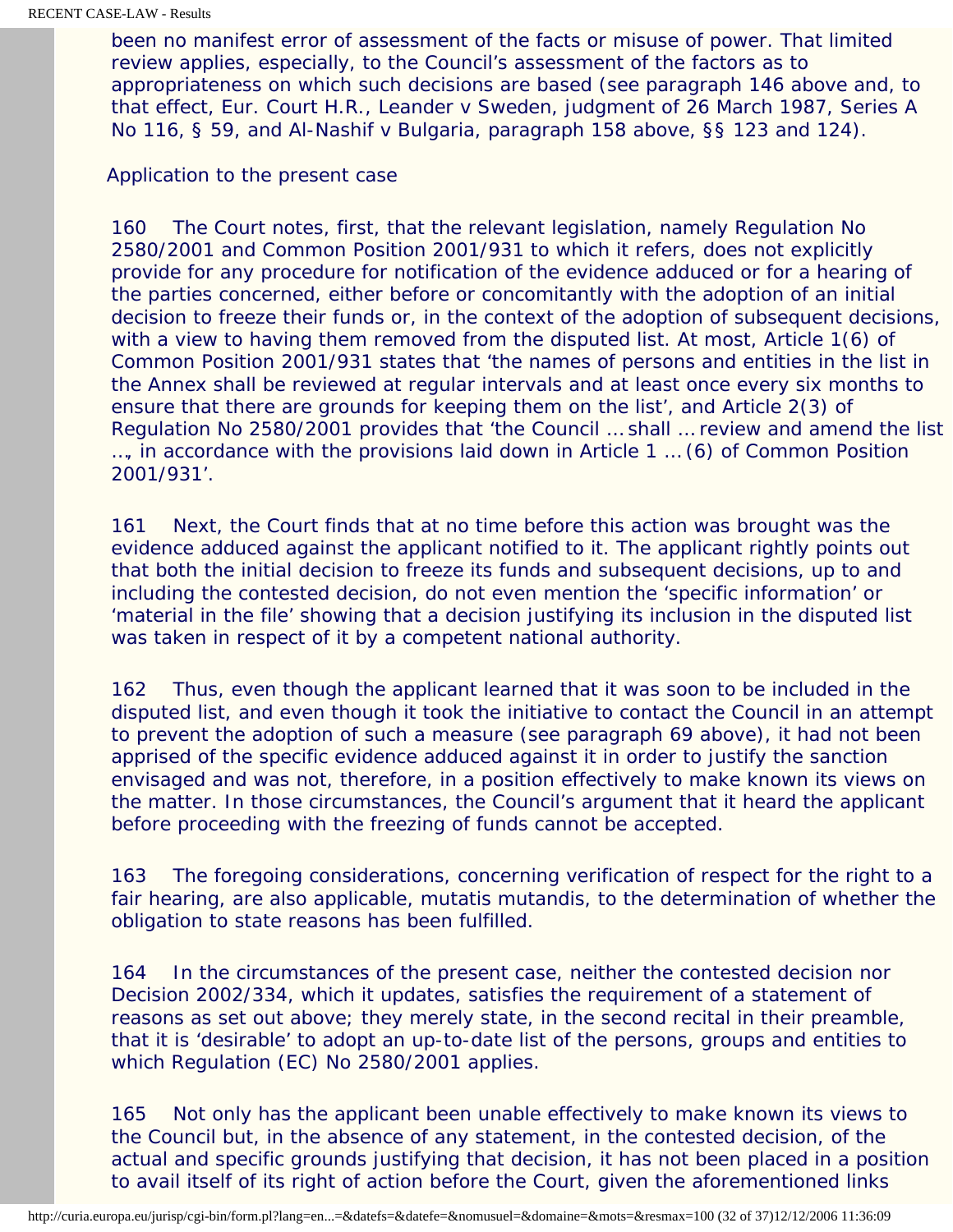been no manifest error of assessment of the facts or misuse of power. That limited review applies, especially, to the Council's assessment of the factors as to appropriateness on which such decisions are based (see paragraph 146 above and, to that effect, Eur. Court H.R., Leander v Sweden, judgment of 26 March 1987, Series A No 116, § 59, and Al-Nashif v Bulgaria, paragraph 158 above, §§ 123 and 124).

Application to the present case

160 The Court notes, first, that the relevant legislation, namely Regulation No 2580/2001 and Common Position 2001/931 to which it refers, does not explicitly provide for any procedure for notification of the evidence adduced or for a hearing of the parties concerned, either before or concomitantly with the adoption of an initial decision to freeze their funds or, in the context of the adoption of subsequent decisions, with a view to having them removed from the disputed list. At most, Article 1(6) of Common Position 2001/931 states that 'the names of persons and entities in the list in the Annex shall be reviewed at regular intervals and at least once every six months to ensure that there are grounds for keeping them on the list', and Article 2(3) of Regulation No 2580/2001 provides that 'the Council … shall … review and amend the list …, in accordance with the provisions laid down in Article 1 … (6) of Common Position 2001/931'.

161 Next, the Court finds that at no time before this action was brought was the evidence adduced against the applicant notified to it. The applicant rightly points out that both the initial decision to freeze its funds and subsequent decisions, up to and including the contested decision, do not even mention the 'specific information' or 'material in the file' showing that a decision justifying its inclusion in the disputed list was taken in respect of it by a competent national authority.

162 Thus, even though the applicant learned that it was soon to be included in the disputed list, and even though it took the initiative to contact the Council in an attempt to prevent the adoption of such a measure (see paragraph 69 above), it had not been apprised of the specific evidence adduced against it in order to justify the sanction envisaged and was not, therefore, in a position effectively to make known its views on the matter. In those circumstances, the Council's argument that it heard the applicant before proceeding with the freezing of funds cannot be accepted.

163 The foregoing considerations, concerning verification of respect for the right to a fair hearing, are also applicable, mutatis mutandis, to the determination of whether the obligation to state reasons has been fulfilled.

164 In the circumstances of the present case, neither the contested decision nor Decision 2002/334, which it updates, satisfies the requirement of a statement of reasons as set out above; they merely state, in the second recital in their preamble, that it is 'desirable' to adopt an up-to-date list of the persons, groups and entities to which Regulation (EC) No 2580/2001 applies.

165 Not only has the applicant been unable effectively to make known its views to the Council but, in the absence of any statement, in the contested decision, of the actual and specific grounds justifying that decision, it has not been placed in a position to avail itself of its right of action before the Court, given the aforementioned links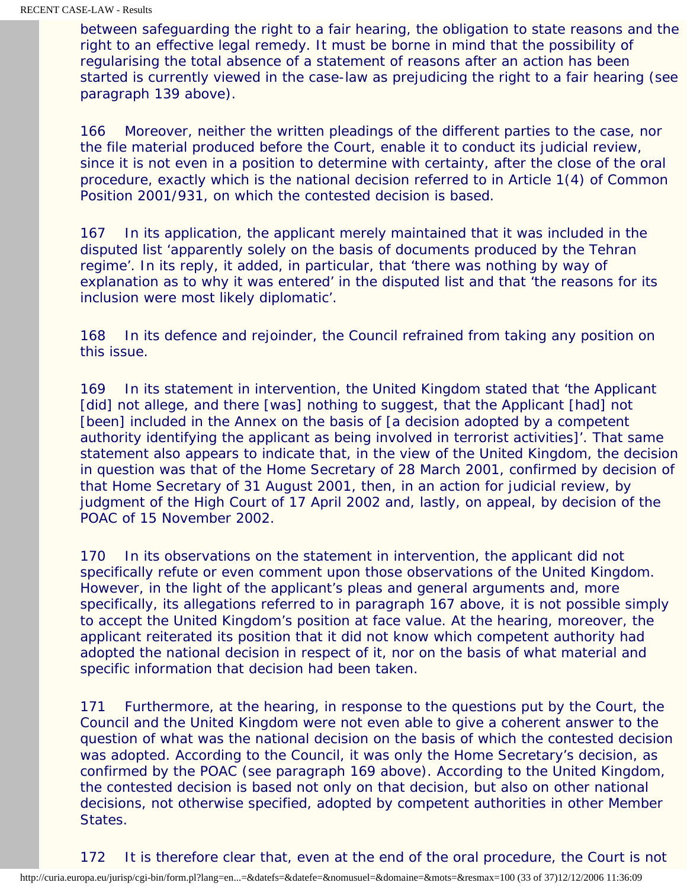between safeguarding the right to a fair hearing, the obligation to state reasons and the right to an effective legal remedy. It must be borne in mind that the possibility of regularising the total absence of a statement of reasons after an action has been started is currently viewed in the case-law as prejudicing the right to a fair hearing (see paragraph 139 above).

166 Moreover, neither the written pleadings of the different parties to the case, nor the file material produced before the Court, enable it to conduct its judicial review, since it is not even in a position to determine with certainty, after the close of the oral procedure, exactly which is the national decision referred to in Article 1(4) of Common Position 2001/931, on which the contested decision is based.

167 In its application, the applicant merely maintained that it was included in the disputed list 'apparently solely on the basis of documents produced by the Tehran regime'. In its reply, it added, in particular, that 'there was nothing by way of explanation as to why it was entered' in the disputed list and that 'the reasons for its inclusion were most likely diplomatic'.

168 In its defence and rejoinder, the Council refrained from taking any position on this issue.

169 In its statement in intervention, the United Kingdom stated that 'the Applicant [did] not allege, and there [was] nothing to suggest, that the Applicant [had] not [been] included in the Annex on the basis of [a decision adopted by a competent authority identifying the applicant as being involved in terrorist activities]'. That same statement also appears to indicate that, in the view of the United Kingdom, the decision in question was that of the Home Secretary of 28 March 2001, confirmed by decision of that Home Secretary of 31 August 2001, then, in an action for judicial review, by judgment of the High Court of 17 April 2002 and, lastly, on appeal, by decision of the POAC of 15 November 2002.

170 In its observations on the statement in intervention, the applicant did not specifically refute or even comment upon those observations of the United Kingdom. However, in the light of the applicant's pleas and general arguments and, more specifically, its allegations referred to in paragraph 167 above, it is not possible simply to accept the United Kingdom's position at face value. At the hearing, moreover, the applicant reiterated its position that it did not know which competent authority had adopted the national decision in respect of it, nor on the basis of what material and specific information that decision had been taken.

171 Furthermore, at the hearing, in response to the questions put by the Court, the Council and the United Kingdom were not even able to give a coherent answer to the question of what was the national decision on the basis of which the contested decision was adopted. According to the Council, it was only the Home Secretary's decision, as confirmed by the POAC (see paragraph 169 above). According to the United Kingdom, the contested decision is based not only on that decision, but also on other national decisions, not otherwise specified, adopted by competent authorities in other Member States.

172 It is therefore clear that, even at the end of the oral procedure, the Court is not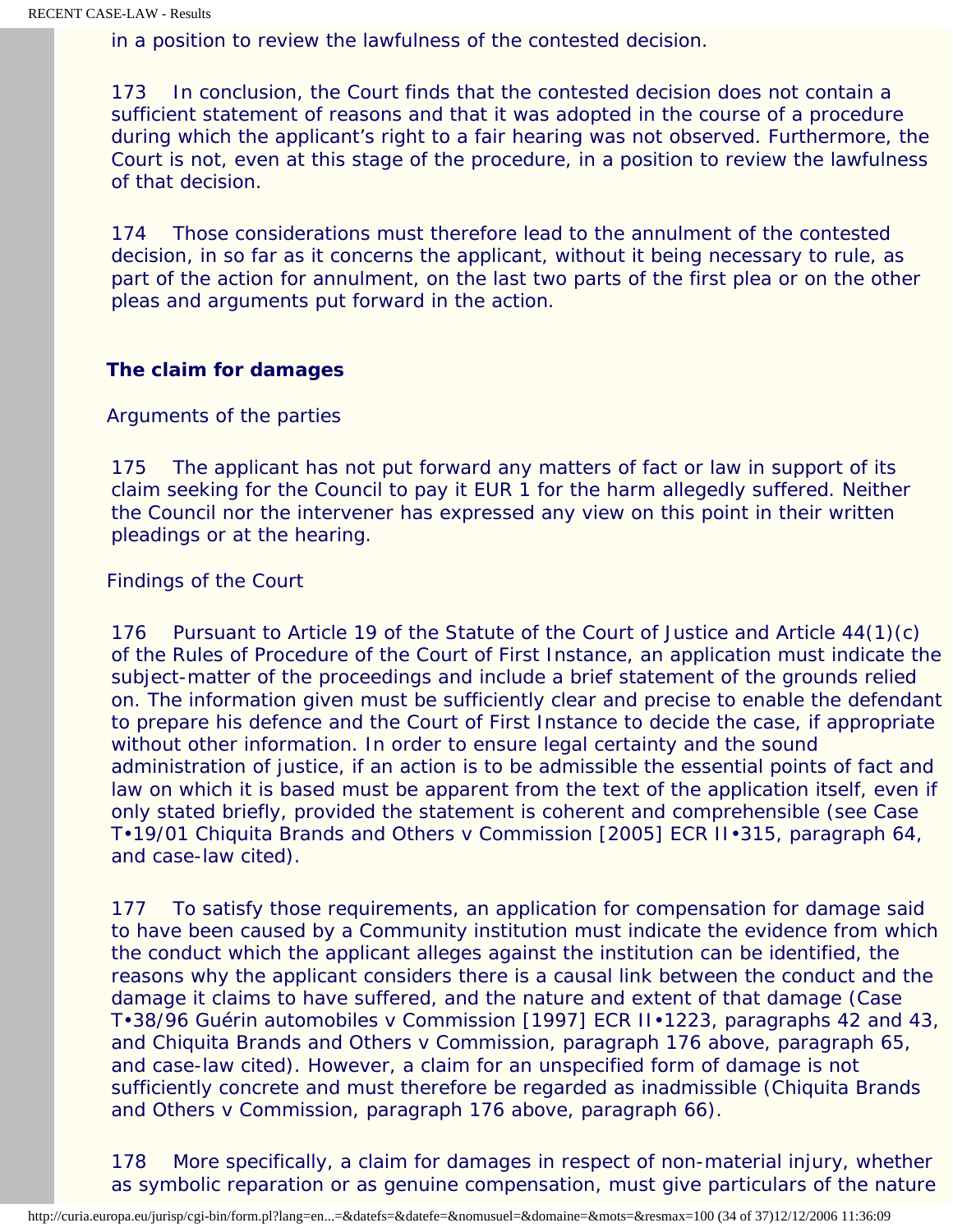in a position to review the lawfulness of the contested decision.

173 In conclusion, the Court finds that the contested decision does not contain a sufficient statement of reasons and that it was adopted in the course of a procedure during which the applicant's right to a fair hearing was not observed. Furthermore, the Court is not, even at this stage of the procedure, in a position to review the lawfulness of that decision.

174 Those considerations must therefore lead to the annulment of the contested decision, in so far as it concerns the applicant, without it being necessary to rule, as part of the action for annulment, on the last two parts of the first plea or on the other pleas and arguments put forward in the action.

**The claim for damages**

Arguments of the parties

175 The applicant has not put forward any matters of fact or law in support of its claim seeking for the Council to pay it EUR 1 for the harm allegedly suffered. Neither the Council nor the intervener has expressed any view on this point in their written pleadings or at the hearing.

Findings of the Court

176 Pursuant to Article 19 of the Statute of the Court of Justice and Article 44(1)(c) of the Rules of Procedure of the Court of First Instance, an application must indicate the subject-matter of the proceedings and include a brief statement of the grounds relied on. The information given must be sufficiently clear and precise to enable the defendant to prepare his defence and the Court of First Instance to decide the case, if appropriate without other information. In order to ensure legal certainty and the sound administration of justice, if an action is to be admissible the essential points of fact and law on which it is based must be apparent from the text of the application itself, even if only stated briefly, provided the statement is coherent and comprehensible (see Case T•19/01 Chiquita Brands and Others v Commission [2005] ECR II•315, paragraph 64, and case-law cited).

177 To satisfy those requirements, an application for compensation for damage said to have been caused by a Community institution must indicate the evidence from which the conduct which the applicant alleges against the institution can be identified, the reasons why the applicant considers there is a causal link between the conduct and the damage it claims to have suffered, and the nature and extent of that damage (Case T•38/96 Guérin automobiles v Commission [1997] ECR II•1223, paragraphs 42 and 43, and Chiquita Brands and Others v Commission, paragraph 176 above, paragraph 65, and case-law cited). However, a claim for an unspecified form of damage is not sufficiently concrete and must therefore be regarded as inadmissible (Chiquita Brands and Others v Commission, paragraph 176 above, paragraph 66).

178 More specifically, a claim for damages in respect of non-material injury, whether as symbolic reparation or as genuine compensation, must give particulars of the nature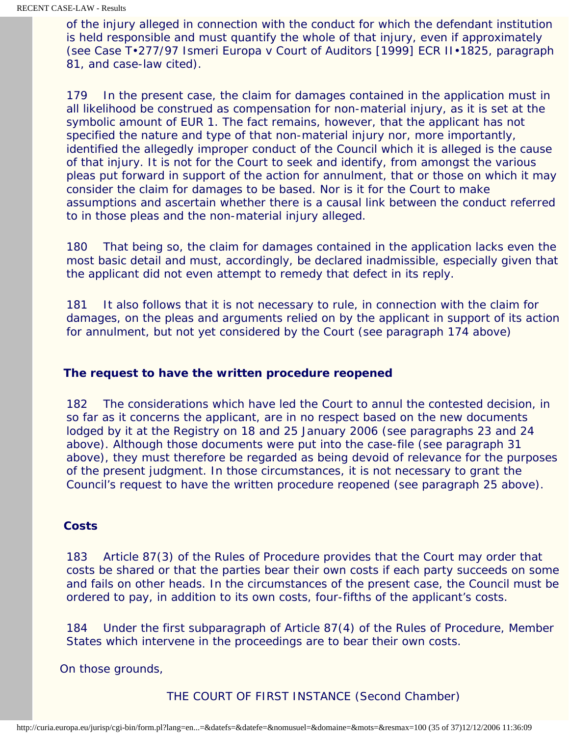of the injury alleged in connection with the conduct for which the defendant institution is held responsible and must quantify the whole of that injury, even if approximately (see Case T‑277/97 Ismeri Europa v Court of Auditors [1999] ECR II‑1825, paragraph 81, and case-law cited).

179 In the present case, the claim for damages contained in the application must in all likelihood be construed as compensation for non-material injury, as it is set at the symbolic amount of EUR 1. The fact remains, however, that the applicant has not specified the nature and type of that non-material injury nor, more importantly, identified the allegedly improper conduct of the Council which it is alleged is the cause of that injury. It is not for the Court to seek and identify, from amongst the various pleas put forward in support of the action for annulment, that or those on which it may consider the claim for damages to be based. Nor is it for the Court to make assumptions and ascertain whether there is a causal link between the conduct referred to in those pleas and the non-material injury alleged.

180 That being so, the claim for damages contained in the application lacks even the most basic detail and must, accordingly, be declared inadmissible, especially given that the applicant did not even attempt to remedy that defect in its reply.

181 It also follows that it is not necessary to rule, in connection with the claim for damages, on the pleas and arguments relied on by the applicant in support of its action for annulment, but not yet considered by the Court (see paragraph 174 above)

**The request to have the written procedure reopened**

182 The considerations which have led the Court to annul the contested decision, in so far as it concerns the applicant, are in no respect based on the new documents lodged by it at the Registry on 18 and 25 January 2006 (see paragraphs 23 and 24 above). Although those documents were put into the case-file (see paragraph 31 above), they must therefore be regarded as being devoid of relevance for the purposes of the present judgment. In those circumstances, it is not necessary to grant the Council's request to have the written procedure reopened (see paragraph 25 above).

**Costs**

183 Article 87(3) of the Rules of Procedure provides that the Court may order that costs be shared or that the parties bear their own costs if each party succeeds on some and fails on other heads. In the circumstances of the present case, the Council must be ordered to pay, in addition to its own costs, four-fifths of the applicant's costs.

184 Under the first subparagraph of Article 87(4) of the Rules of Procedure, Member States which intervene in the proceedings are to bear their own costs.

On those grounds,

THE COURT OF FIRST INSTANCE (Second Chamber)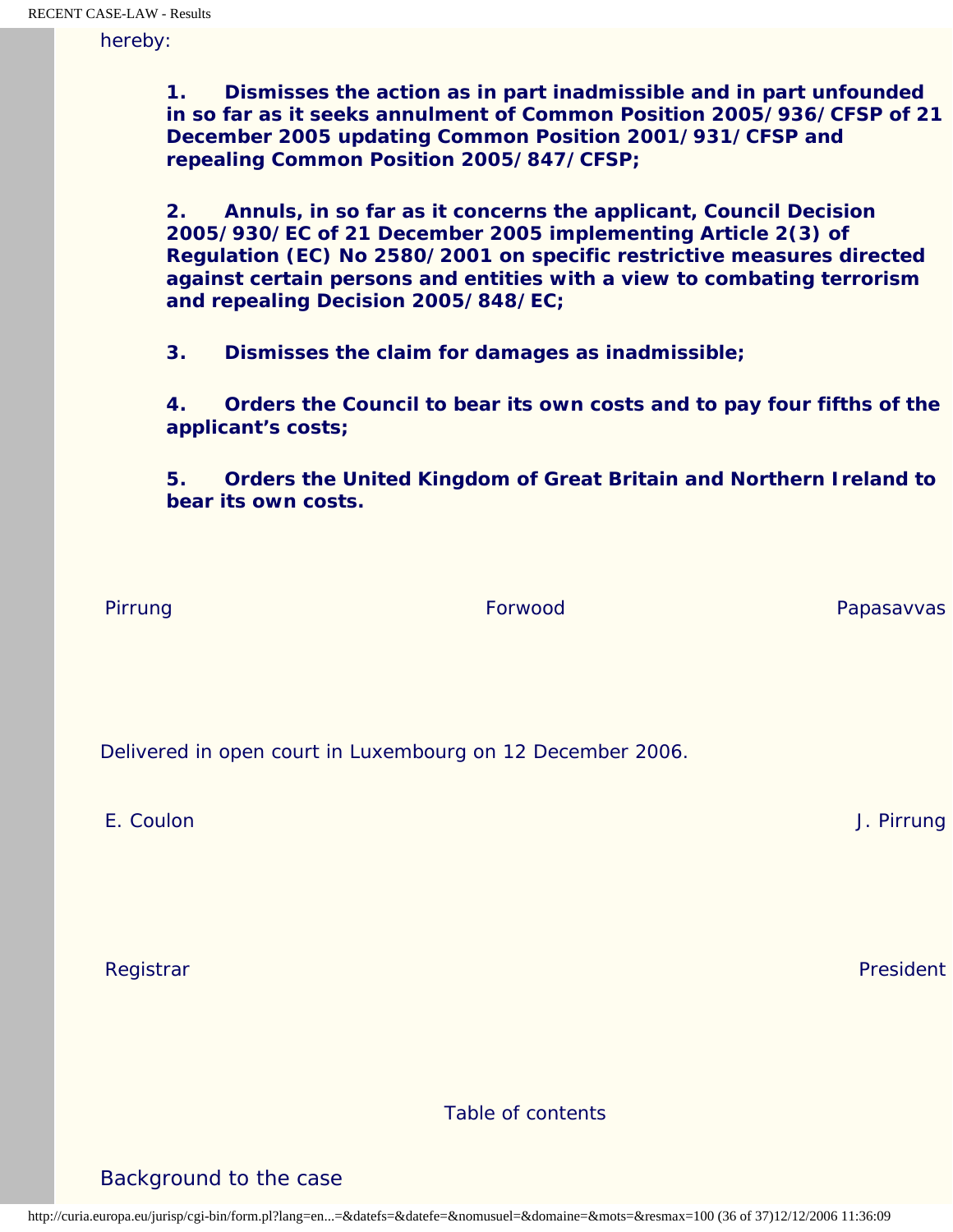hereby:

> **1. Dismisses the action as in part inadmissible and in part unfounded in so far as it seeks annulment of Common Position 2005/936/CFSP of 21 December 2005 updating Common Position 2001/931/CFSP and repealing Common Position 2005/847/CFSP;**
>
> **2. Annuls, in so far as it concerns the applicant, Council Decision 2005/930/EC of 21 December 2005 implementing Article 2(3) of Regulation (EC) No 2580/2001 on specific restrictive measures directed against certain persons and entities with a view to combating terrorism and repealing Decision 2005/848/EC;**
>
> **3. Dismisses the claim for damages as inadmissible;**
>
> **4. Orders the Council to bear its own costs and to pay four fifths of the applicant's costs;**
>
> **5. Orders the United Kingdom of Great Britain and Northern Ireland to bear its own costs.**

| Pirrung | Forwood | Papasavvas |
|---|---|---|

Delivered in open court in Luxembourg on 12 December 2006.

| E. Coulon | J. Pirrung |
|---|---|
| Registrar | President |

Table of contents

Background to the case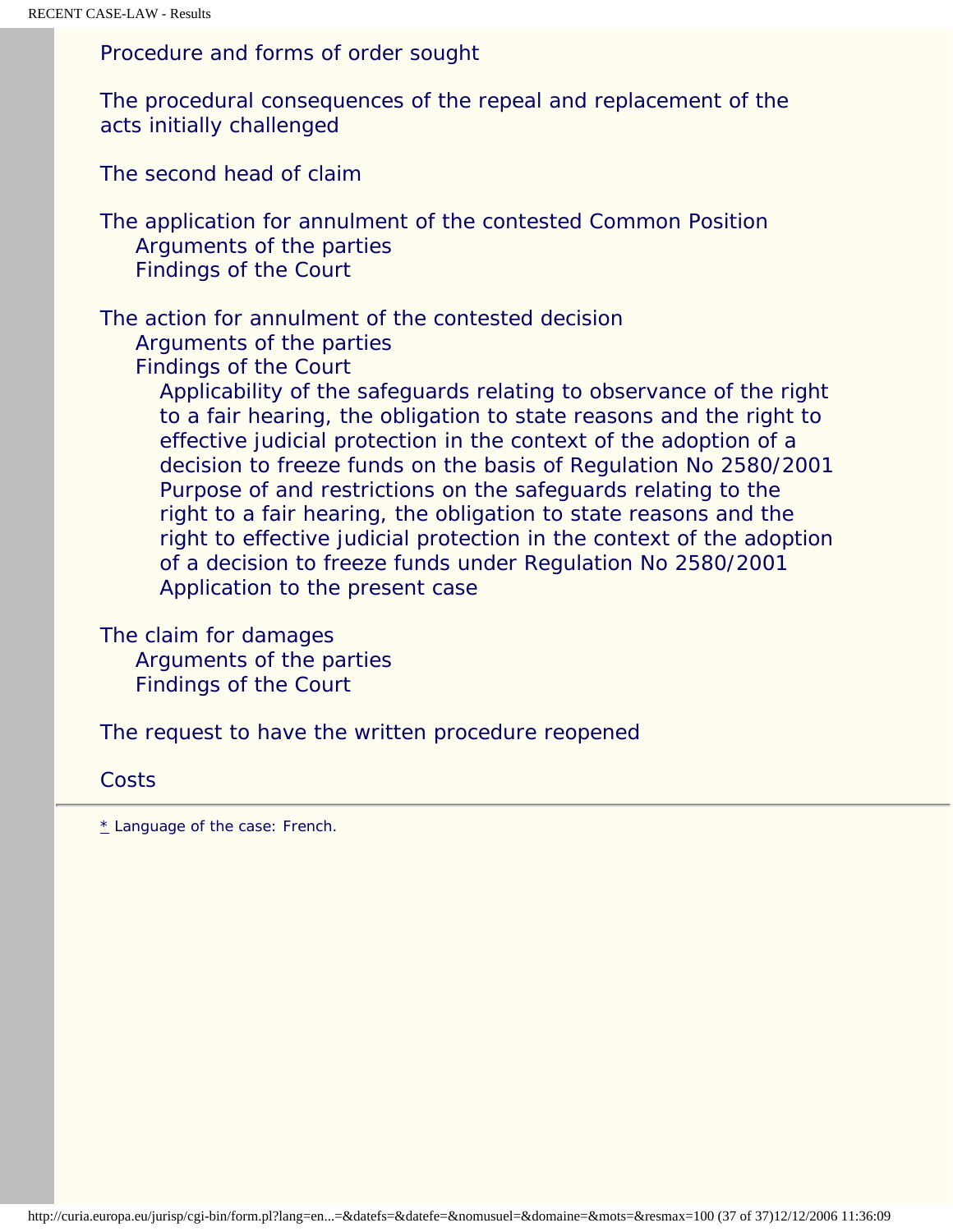Procedure and forms of order sought

The procedural consequences of the repeal and replacement of the acts initially challenged

The second head of claim

The application for annulment of the contested Common Position

- Arguments of the parties
- Findings of the Court

The action for annulment of the contested decision

- Arguments of the parties
- Findings of the Court
  - Applicability of the safeguards relating to observance of the right to a fair hearing, the obligation to state reasons and the right to effective judicial protection in the context of the adoption of a decision to freeze funds on the basis of Regulation No 2580/2001
  - Purpose of and restrictions on the safeguards relating to the right to a fair hearing, the obligation to state reasons and the right to effective judicial protection in the context of the adoption of a decision to freeze funds under Regulation No 2580/2001
  - Application to the present case

The claim for damages

- Arguments of the parties
- Findings of the Court

The request to have the written procedure reopened

Costs

---

* Language of the case: French.